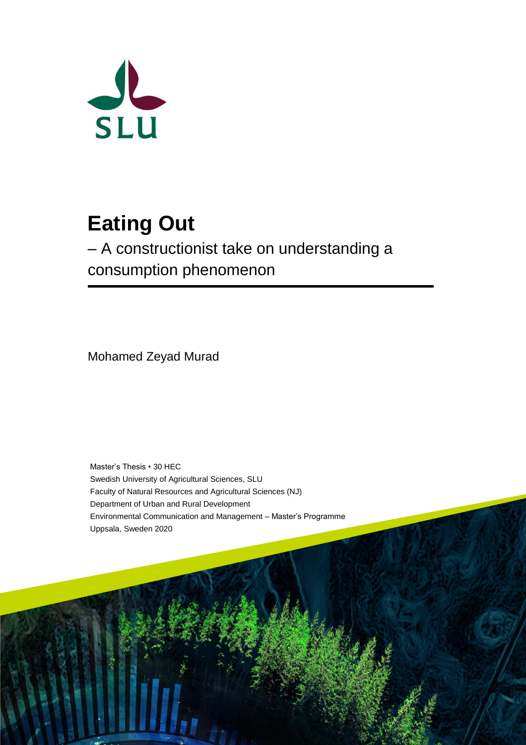SLU

# Eating Out

– A constructionist take on understanding a consumption phenomenon

Mohamed Zeyad Murad

Master's Thesis • 30 HEC
Swedish University of Agricultural Sciences, SLU
Faculty of Natural Resources and Agricultural Sciences (NJ)
Department of Urban and Rural Development
Environmental Communication and Management – Master's Programme
Uppsala, Sweden 2020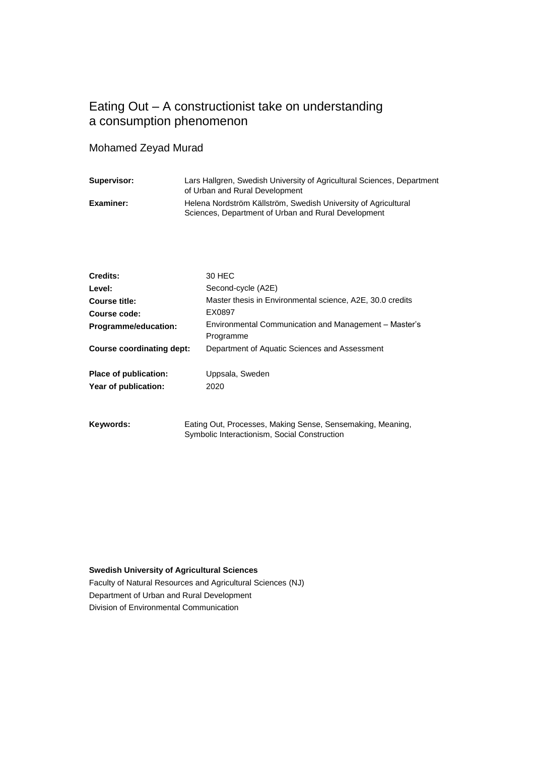# Eating Out – A constructionist take on understanding a consumption phenomenon

Mohamed Zeyad Murad

| | |
|---|---|
| **Supervisor:** | Lars Hallgren, Swedish University of Agricultural Sciences, Department of Urban and Rural Development |
| **Examiner:** | Helena Nordström Källström, Swedish University of Agricultural Sciences, Department of Urban and Rural Development |

| | |
|---|---|
| **Credits:** | 30 HEC |
| **Level:** | Second-cycle (A2E) |
| **Course title:** | Master thesis in Environmental science, A2E, 30.0 credits |
| **Course code:** | EX0897 |
| **Programme/education:** | Environmental Communication and Management – Master's Programme |
| **Course coordinating dept:** | Department of Aquatic Sciences and Assessment |
| **Place of publication:** | Uppsala, Sweden |
| **Year of publication:** | 2020 |

| | |
|---|---|
| **Keywords:** | Eating Out, Processes, Making Sense, Sensemaking, Meaning, Symbolic Interactionism, Social Construction |

**Swedish University of Agricultural Sciences**
Faculty of Natural Resources and Agricultural Sciences (NJ)
Department of Urban and Rural Development
Division of Environmental Communication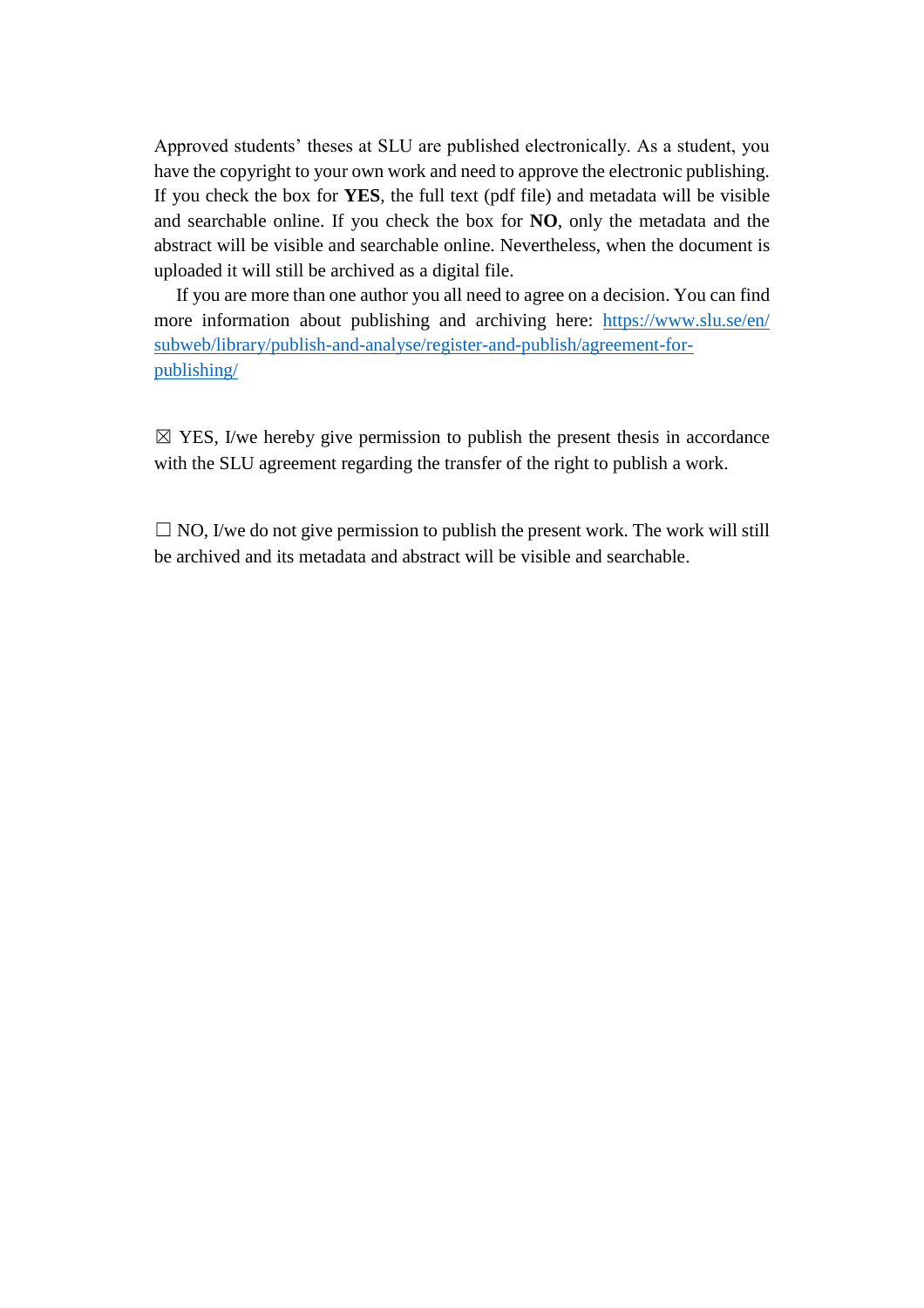Approved students' theses at SLU are published electronically. As a student, you have the copyright to your own work and need to approve the electronic publishing. If you check the box for **YES**, the full text (pdf file) and metadata will be visible and searchable online. If you check the box for **NO**, only the metadata and the abstract will be visible and searchable online. Nevertheless, when the document is uploaded it will still be archived as a digital file.

If you are more than one author you all need to agree on a decision. You can find more information about publishing and archiving here: https://www.slu.se/en/subweb/library/publish-and-analyse/register-and-publish/agreement-for-publishing/

☒ YES, I/we hereby give permission to publish the present thesis in accordance with the SLU agreement regarding the transfer of the right to publish a work.

☐ NO, I/we do not give permission to publish the present work. The work will still be archived and its metadata and abstract will be visible and searchable.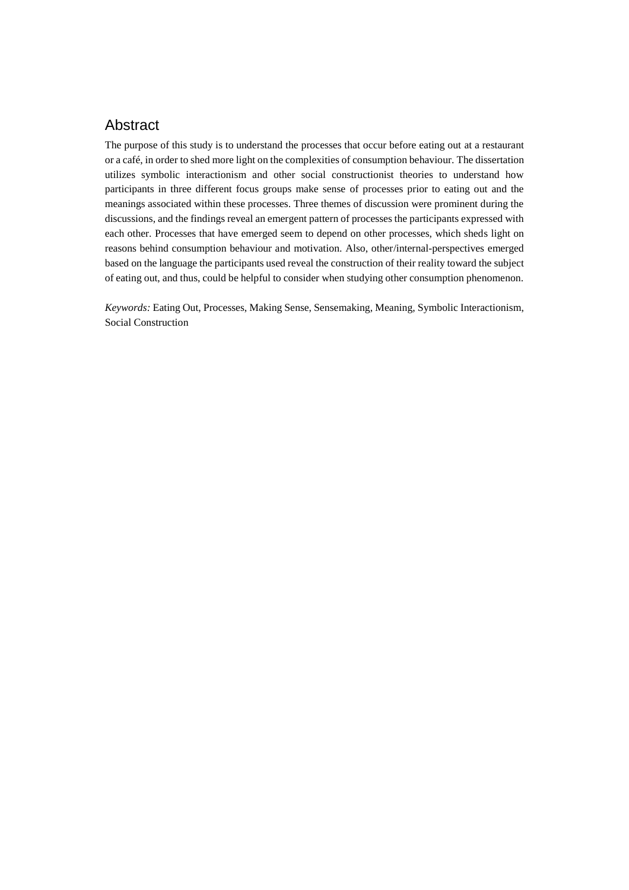## Abstract

The purpose of this study is to understand the processes that occur before eating out at a restaurant or a café, in order to shed more light on the complexities of consumption behaviour. The dissertation utilizes symbolic interactionism and other social constructionist theories to understand how participants in three different focus groups make sense of processes prior to eating out and the meanings associated within these processes. Three themes of discussion were prominent during the discussions, and the findings reveal an emergent pattern of processes the participants expressed with each other. Processes that have emerged seem to depend on other processes, which sheds light on reasons behind consumption behaviour and motivation. Also, other/internal-perspectives emerged based on the language the participants used reveal the construction of their reality toward the subject of eating out, and thus, could be helpful to consider when studying other consumption phenomenon.

*Keywords:* Eating Out, Processes, Making Sense, Sensemaking, Meaning, Symbolic Interactionism, Social Construction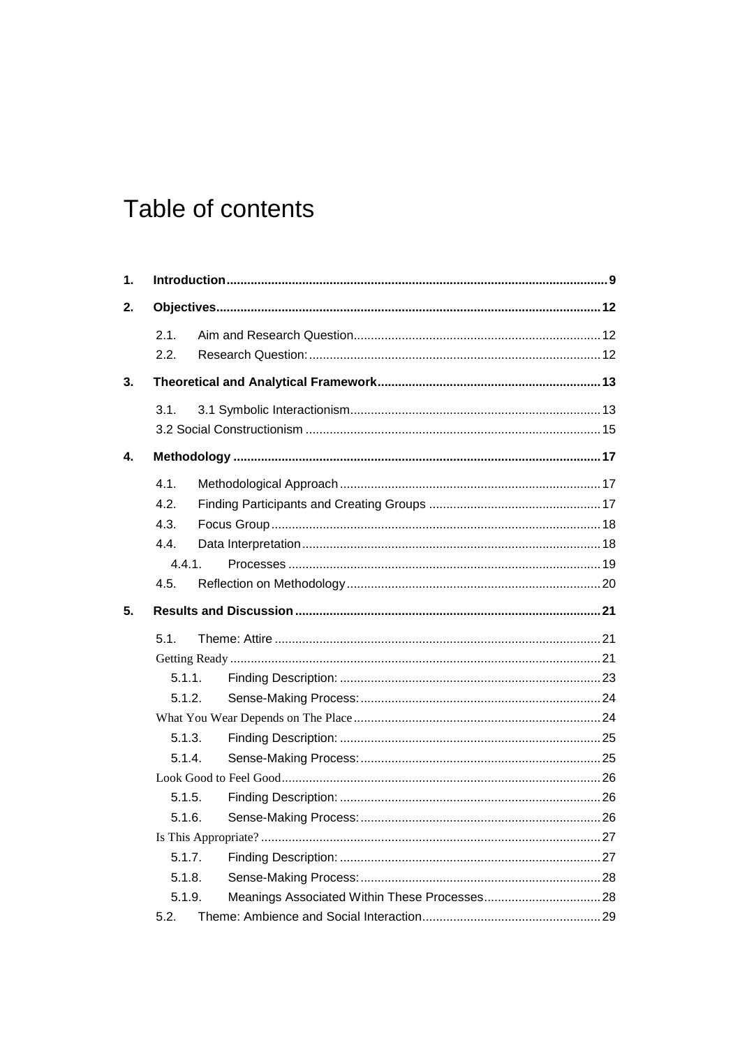# Table of contents

**1. Introduction** ........................................................................................................ **9**

**2. Objectives** .......................................................................................................... **12**

- 2.1. Aim and Research Question ........................................................................ 12
- 2.2. Research Question: ..................................................................................... 12

**3. Theoretical and Analytical Framework** ..................................................................... **13**

- 3.1. 3.1 Symbolic Interactionism ........................................................................ 13
- 3.2 Social Constructionism ..................................................................................... 15

**4. Methodology** ....................................................................................................... **17**

- 4.1. Methodological Approach ............................................................................ 17
- 4.2. Finding Participants and Creating Groups ..................................................... 17
- 4.3. Focus Group ................................................................................................ 18
- 4.4. Data Interpretation ....................................................................................... 18
  - 4.4.1. Processes ............................................................................................. 19
- 4.5. Reflection on Methodology ........................................................................... 20

**5. Results and Discussion** ........................................................................................ **21**

- 5.1. Theme: Attire ............................................................................................... 21
- Getting Ready .................................................................................................... 21
  - 5.1.1. Finding Description: ............................................................................. 23
  - 5.1.2. Sense-Making Process: ........................................................................ 24
- What You Wear Depends on The Place ............................................................... 24
  - 5.1.3. Finding Description: ............................................................................. 25
  - 5.1.4. Sense-Making Process: ........................................................................ 25
- Look Good to Feel Good ..................................................................................... 26
  - 5.1.5. Finding Description: ............................................................................. 26
  - 5.1.6. Sense-Making Process: ........................................................................ 26
- Is This Appropriate? ........................................................................................... 27
  - 5.1.7. Finding Description: ............................................................................. 27
  - 5.1.8. Sense-Making Process: ........................................................................ 28
  - 5.1.9. Meanings Associated Within These Processes ......................................... 28
- 5.2. Theme: Ambience and Social Interaction ...................................................... 29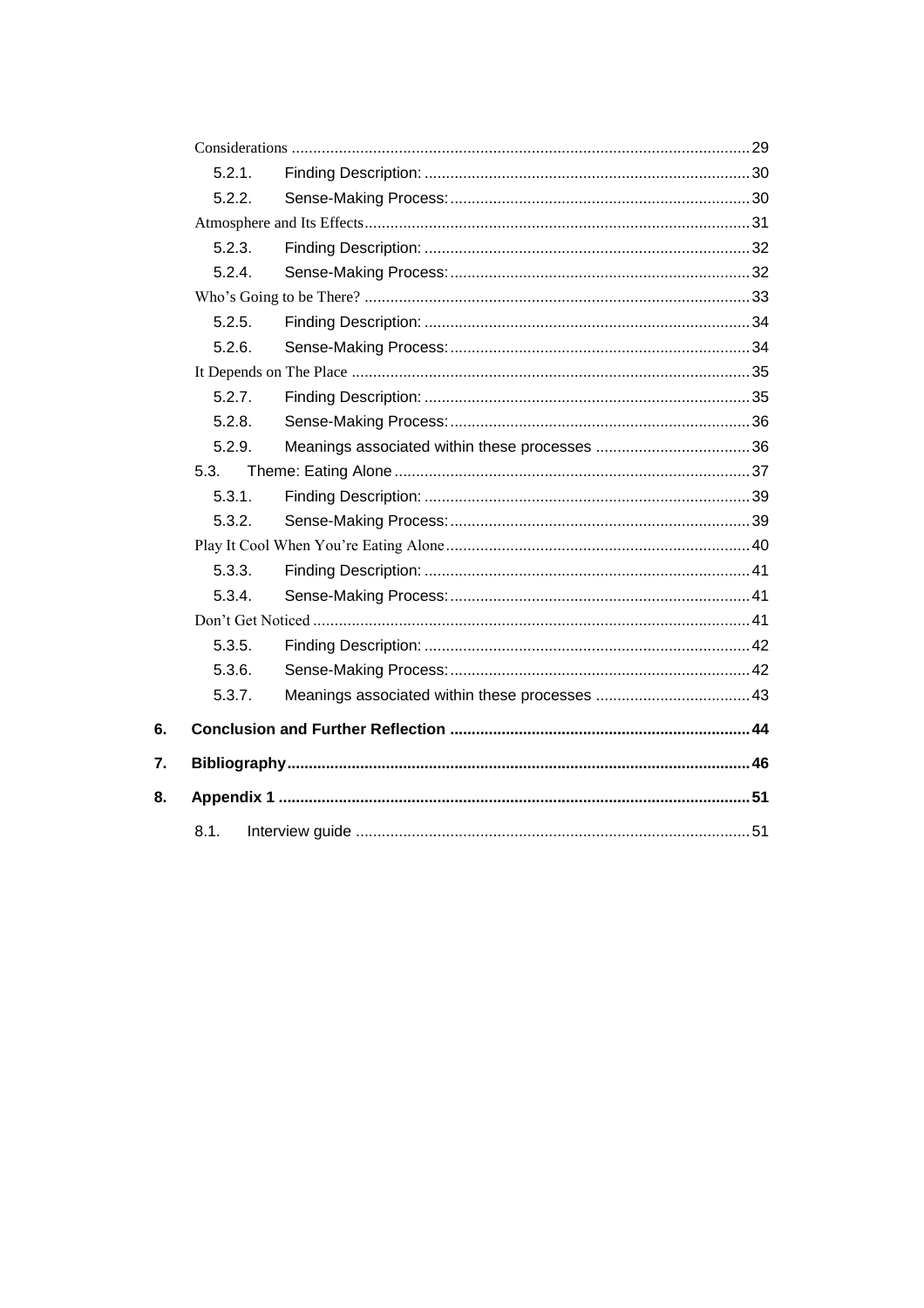Considerations ........................................................................................................ 29

5.2.1. Finding Description: .......................................................................... 30

5.2.2. Sense-Making Process: ...................................................................... 30

Atmosphere and Its Effects ......................................................................................... 31

5.2.3. Finding Description: .......................................................................... 32

5.2.4. Sense-Making Process: ...................................................................... 32

Who's Going to be There? ......................................................................................... 33

5.2.5. Finding Description: .......................................................................... 34

5.2.6. Sense-Making Process: ...................................................................... 34

It Depends on The Place ............................................................................................ 35

5.2.7. Finding Description: .......................................................................... 35

5.2.8. Sense-Making Process: ...................................................................... 36

5.2.9. Meanings associated within these processes .................................... 36

5.3. Theme: Eating Alone ................................................................................... 37

5.3.1. Finding Description: .......................................................................... 39

5.3.2. Sense-Making Process: ...................................................................... 39

Play It Cool When You're Eating Alone ...................................................................... 40

5.3.3. Finding Description: .......................................................................... 41

5.3.4. Sense-Making Process: ...................................................................... 41

Don't Get Noticed ...................................................................................................... 41

5.3.5. Finding Description: .......................................................................... 42

5.3.6. Sense-Making Process: ...................................................................... 42

5.3.7. Meanings associated within these processes .................................... 43

**6. Conclusion and Further Reflection ..................................................................... 44**

**7. Bibliography .......................................................................................................... 46**

**8. Appendix 1 ............................................................................................................ 51**

8.1. Interview guide .......................................................................................... 51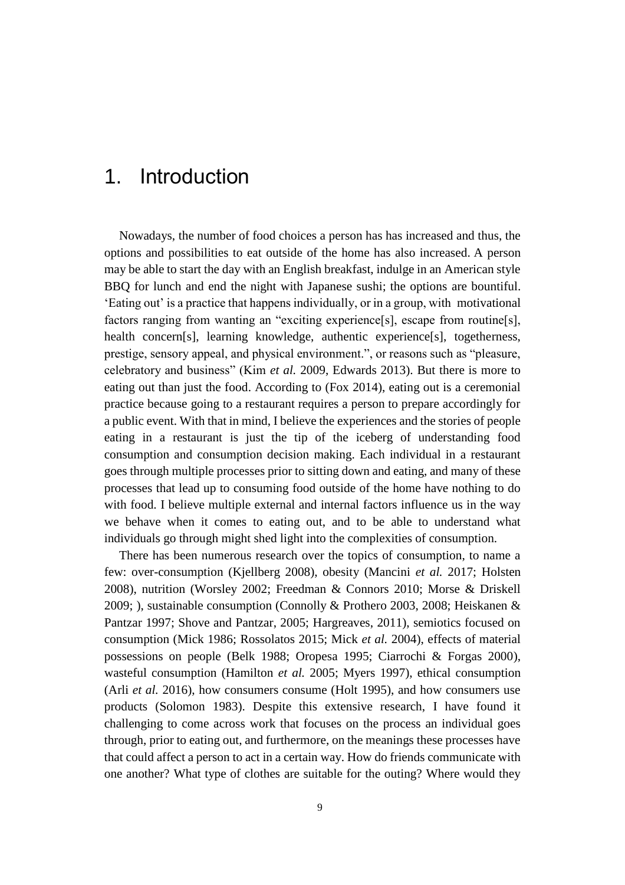# 1. Introduction

Nowadays, the number of food choices a person has has increased and thus, the options and possibilities to eat outside of the home has also increased. A person may be able to start the day with an English breakfast, indulge in an American style BBQ for lunch and end the night with Japanese sushi; the options are bountiful. 'Eating out' is a practice that happens individually, or in a group, with motivational factors ranging from wanting an "exciting experience[s], escape from routine[s], health concern[s], learning knowledge, authentic experience[s], togetherness, prestige, sensory appeal, and physical environment.", or reasons such as "pleasure, celebratory and business" (Kim *et al.* 2009, Edwards 2013). But there is more to eating out than just the food. According to (Fox 2014), eating out is a ceremonial practice because going to a restaurant requires a person to prepare accordingly for a public event. With that in mind, I believe the experiences and the stories of people eating in a restaurant is just the tip of the iceberg of understanding food consumption and consumption decision making. Each individual in a restaurant goes through multiple processes prior to sitting down and eating, and many of these processes that lead up to consuming food outside of the home have nothing to do with food. I believe multiple external and internal factors influence us in the way we behave when it comes to eating out, and to be able to understand what individuals go through might shed light into the complexities of consumption.

There has been numerous research over the topics of consumption, to name a few: over-consumption (Kjellberg 2008), obesity (Mancini *et al.* 2017; Holsten 2008), nutrition (Worsley 2002; Freedman & Connors 2010; Morse & Driskell 2009; ), sustainable consumption (Connolly & Prothero 2003, 2008; Heiskanen & Pantzar 1997; Shove and Pantzar, 2005; Hargreaves, 2011), semiotics focused on consumption (Mick 1986; Rossolatos 2015; Mick *et al.* 2004), effects of material possessions on people (Belk 1988; Oropesa 1995; Ciarrochi & Forgas 2000), wasteful consumption (Hamilton *et al.* 2005; Myers 1997), ethical consumption (Arli *et al.* 2016), how consumers consume (Holt 1995), and how consumers use products (Solomon 1983). Despite this extensive research, I have found it challenging to come across work that focuses on the process an individual goes through, prior to eating out, and furthermore, on the meanings these processes have that could affect a person to act in a certain way. How do friends communicate with one another? What type of clothes are suitable for the outing? Where would they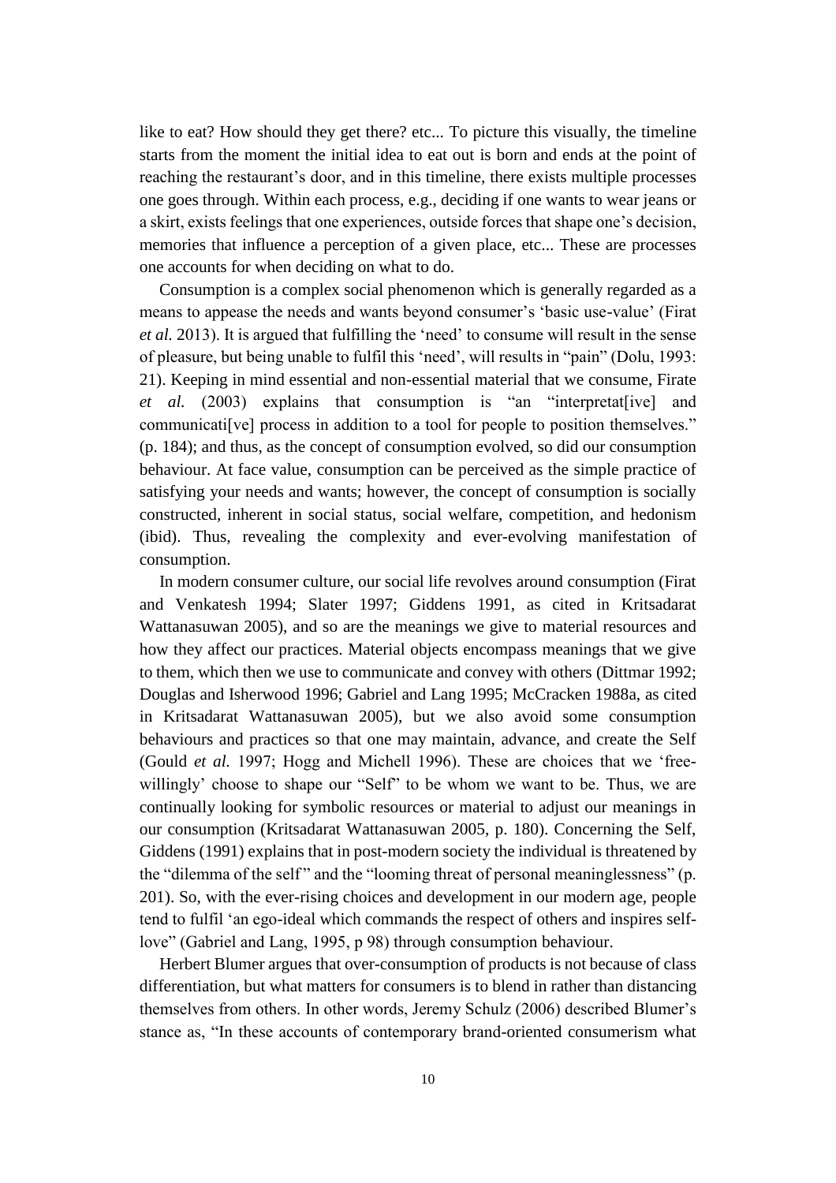like to eat? How should they get there? etc... To picture this visually, the timeline starts from the moment the initial idea to eat out is born and ends at the point of reaching the restaurant's door, and in this timeline, there exists multiple processes one goes through. Within each process, e.g., deciding if one wants to wear jeans or a skirt, exists feelings that one experiences, outside forces that shape one's decision, memories that influence a perception of a given place, etc... These are processes one accounts for when deciding on what to do.

Consumption is a complex social phenomenon which is generally regarded as a means to appease the needs and wants beyond consumer's 'basic use-value' (Firat *et al.* 2013). It is argued that fulfilling the 'need' to consume will result in the sense of pleasure, but being unable to fulfil this 'need', will results in "pain" (Dolu, 1993: 21). Keeping in mind essential and non-essential material that we consume, Firate *et al.* (2003) explains that consumption is "an "interpretat[ive] and communicati[ve] process in addition to a tool for people to position themselves." (p. 184); and thus, as the concept of consumption evolved, so did our consumption behaviour. At face value, consumption can be perceived as the simple practice of satisfying your needs and wants; however, the concept of consumption is socially constructed, inherent in social status, social welfare, competition, and hedonism (ibid). Thus, revealing the complexity and ever-evolving manifestation of consumption.

In modern consumer culture, our social life revolves around consumption (Firat and Venkatesh 1994; Slater 1997; Giddens 1991, as cited in Kritsadarat Wattanasuwan 2005), and so are the meanings we give to material resources and how they affect our practices. Material objects encompass meanings that we give to them, which then we use to communicate and convey with others (Dittmar 1992; Douglas and Isherwood 1996; Gabriel and Lang 1995; McCracken 1988a, as cited in Kritsadarat Wattanasuwan 2005), but we also avoid some consumption behaviours and practices so that one may maintain, advance, and create the Self (Gould *et al.* 1997; Hogg and Michell 1996). These are choices that we 'free-willingly' choose to shape our "Self" to be whom we want to be. Thus, we are continually looking for symbolic resources or material to adjust our meanings in our consumption (Kritsadarat Wattanasuwan 2005, p. 180). Concerning the Self, Giddens (1991) explains that in post-modern society the individual is threatened by the "dilemma of the self" and the "looming threat of personal meaninglessness" (p. 201). So, with the ever-rising choices and development in our modern age, people tend to fulfil 'an ego-ideal which commands the respect of others and inspires self-love" (Gabriel and Lang, 1995, p 98) through consumption behaviour.

Herbert Blumer argues that over-consumption of products is not because of class differentiation, but what matters for consumers is to blend in rather than distancing themselves from others. In other words, Jeremy Schulz (2006) described Blumer's stance as, "In these accounts of contemporary brand-oriented consumerism what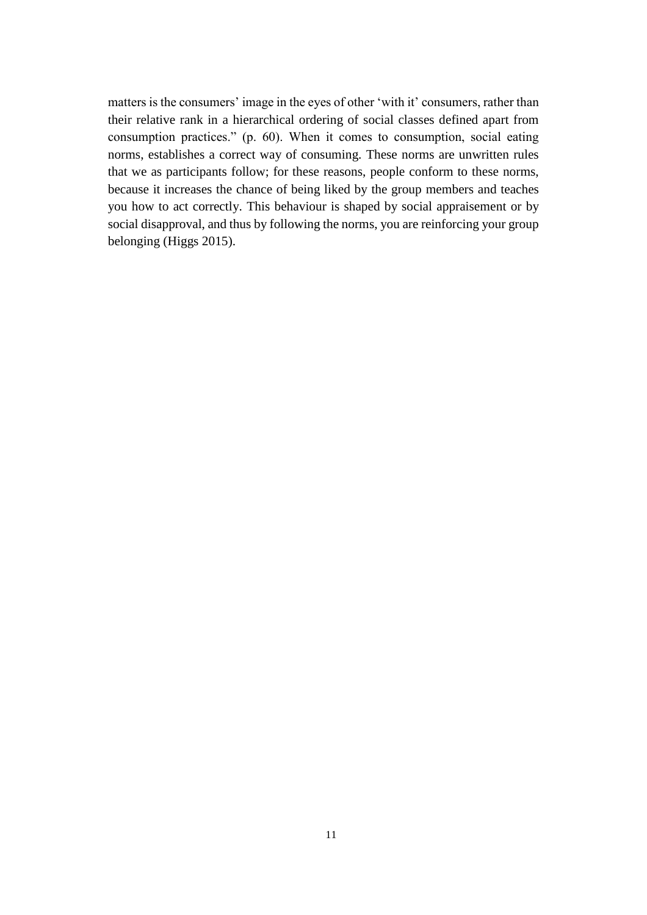matters is the consumers' image in the eyes of other 'with it' consumers, rather than their relative rank in a hierarchical ordering of social classes defined apart from consumption practices." (p. 60). When it comes to consumption, social eating norms, establishes a correct way of consuming. These norms are unwritten rules that we as participants follow; for these reasons, people conform to these norms, because it increases the chance of being liked by the group members and teaches you how to act correctly. This behaviour is shaped by social appraisement or by social disapproval, and thus by following the norms, you are reinforcing your group belonging (Higgs 2015).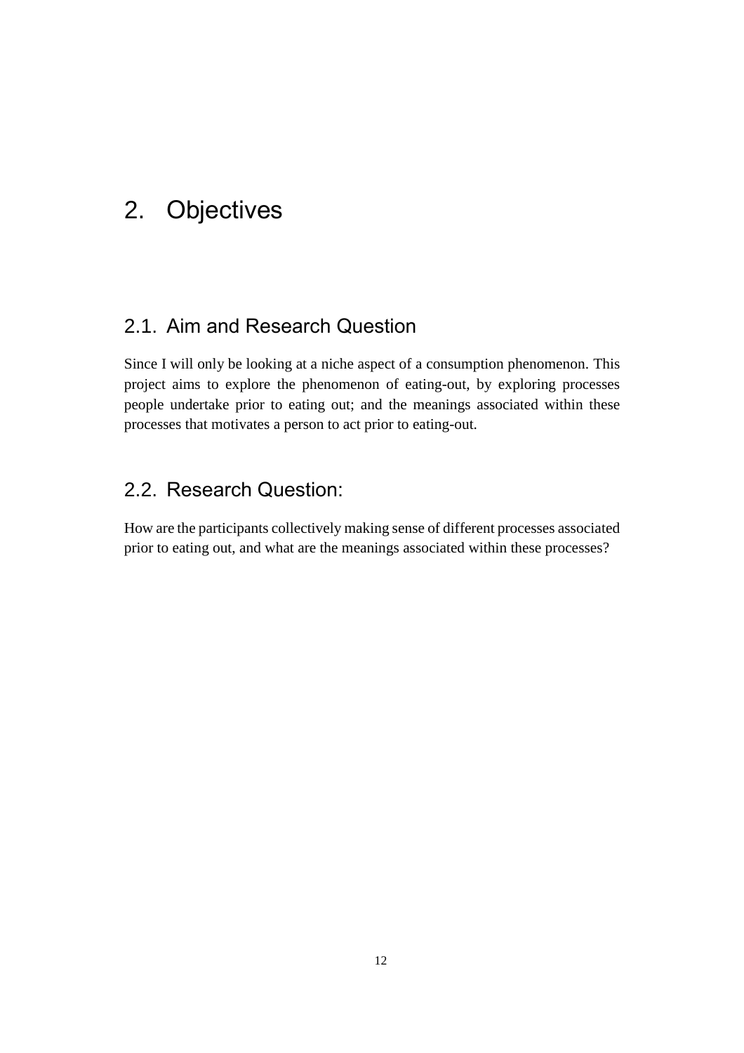# 2. Objectives

## 2.1. Aim and Research Question

Since I will only be looking at a niche aspect of a consumption phenomenon. This project aims to explore the phenomenon of eating-out, by exploring processes people undertake prior to eating out; and the meanings associated within these processes that motivates a person to act prior to eating-out.

## 2.2. Research Question:

How are the participants collectively making sense of different processes associated prior to eating out, and what are the meanings associated within these processes?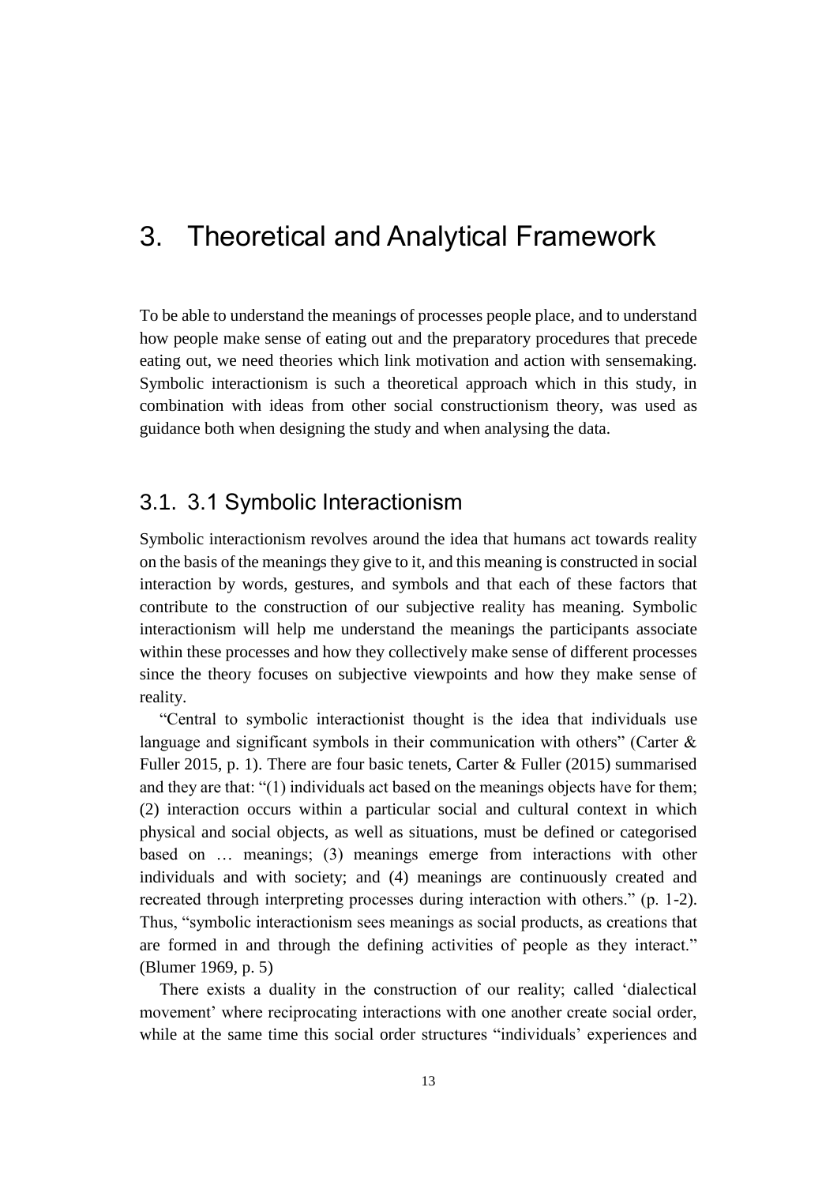# 3. Theoretical and Analytical Framework

To be able to understand the meanings of processes people place, and to understand how people make sense of eating out and the preparatory procedures that precede eating out, we need theories which link motivation and action with sensemaking. Symbolic interactionism is such a theoretical approach which in this study, in combination with ideas from other social constructionism theory, was used as guidance both when designing the study and when analysing the data.

## 3.1. 3.1 Symbolic Interactionism

Symbolic interactionism revolves around the idea that humans act towards reality on the basis of the meanings they give to it, and this meaning is constructed in social interaction by words, gestures, and symbols and that each of these factors that contribute to the construction of our subjective reality has meaning. Symbolic interactionism will help me understand the meanings the participants associate within these processes and how they collectively make sense of different processes since the theory focuses on subjective viewpoints and how they make sense of reality.

"Central to symbolic interactionist thought is the idea that individuals use language and significant symbols in their communication with others" (Carter & Fuller 2015, p. 1). There are four basic tenets, Carter & Fuller (2015) summarised and they are that: "(1) individuals act based on the meanings objects have for them; (2) interaction occurs within a particular social and cultural context in which physical and social objects, as well as situations, must be defined or categorised based on … meanings; (3) meanings emerge from interactions with other individuals and with society; and (4) meanings are continuously created and recreated through interpreting processes during interaction with others." (p. 1-2). Thus, "symbolic interactionism sees meanings as social products, as creations that are formed in and through the defining activities of people as they interact." (Blumer 1969, p. 5)

There exists a duality in the construction of our reality; called 'dialectical movement' where reciprocating interactions with one another create social order, while at the same time this social order structures "individuals' experiences and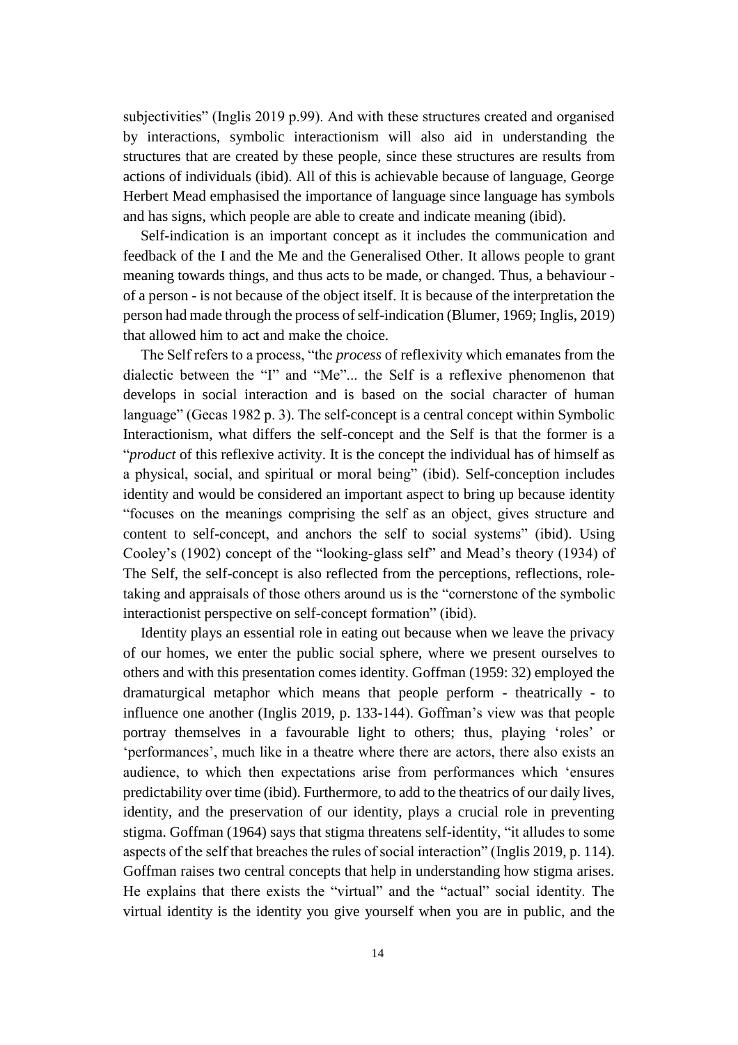subjectivities" (Inglis 2019 p.99). And with these structures created and organised by interactions, symbolic interactionism will also aid in understanding the structures that are created by these people, since these structures are results from actions of individuals (ibid). All of this is achievable because of language, George Herbert Mead emphasised the importance of language since language has symbols and has signs, which people are able to create and indicate meaning (ibid).

Self-indication is an important concept as it includes the communication and feedback of the I and the Me and the Generalised Other. It allows people to grant meaning towards things, and thus acts to be made, or changed. Thus, a behaviour - of a person - is not because of the object itself. It is because of the interpretation the person had made through the process of self-indication (Blumer, 1969; Inglis, 2019) that allowed him to act and make the choice.

The Self refers to a process, "the *process* of reflexivity which emanates from the dialectic between the "I" and "Me"... the Self is a reflexive phenomenon that develops in social interaction and is based on the social character of human language" (Gecas 1982 p. 3). The self-concept is a central concept within Symbolic Interactionism, what differs the self-concept and the Self is that the former is a "*product* of this reflexive activity. It is the concept the individual has of himself as a physical, social, and spiritual or moral being" (ibid). Self-conception includes identity and would be considered an important aspect to bring up because identity "focuses on the meanings comprising the self as an object, gives structure and content to self-concept, and anchors the self to social systems" (ibid). Using Cooley's (1902) concept of the "looking-glass self" and Mead's theory (1934) of The Self, the self-concept is also reflected from the perceptions, reflections, role-taking and appraisals of those others around us is the "cornerstone of the symbolic interactionist perspective on self-concept formation" (ibid).

Identity plays an essential role in eating out because when we leave the privacy of our homes, we enter the public social sphere, where we present ourselves to others and with this presentation comes identity. Goffman (1959: 32) employed the dramaturgical metaphor which means that people perform - theatrically - to influence one another (Inglis 2019, p. 133-144). Goffman's view was that people portray themselves in a favourable light to others; thus, playing 'roles' or 'performances', much like in a theatre where there are actors, there also exists an audience, to which then expectations arise from performances which 'ensures predictability over time (ibid). Furthermore, to add to the theatrics of our daily lives, identity, and the preservation of our identity, plays a crucial role in preventing stigma. Goffman (1964) says that stigma threatens self-identity, "it alludes to some aspects of the self that breaches the rules of social interaction" (Inglis 2019, p. 114). Goffman raises two central concepts that help in understanding how stigma arises. He explains that there exists the "virtual" and the "actual" social identity. The virtual identity is the identity you give yourself when you are in public, and the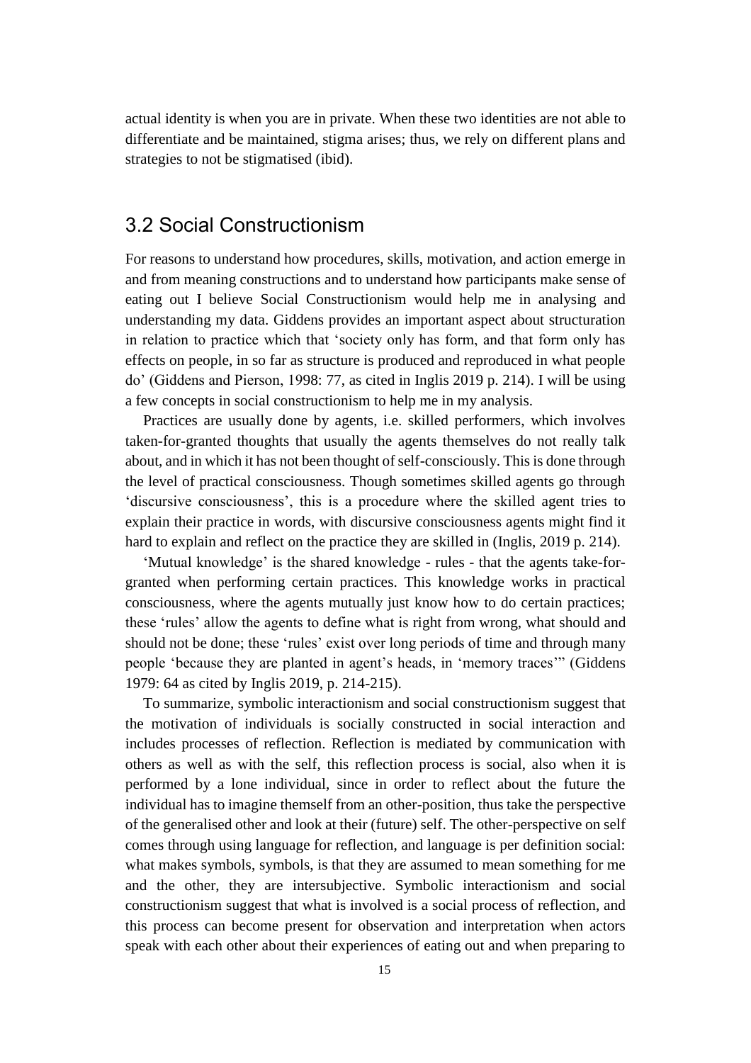actual identity is when you are in private. When these two identities are not able to differentiate and be maintained, stigma arises; thus, we rely on different plans and strategies to not be stigmatised (ibid).

## 3.2 Social Constructionism

For reasons to understand how procedures, skills, motivation, and action emerge in and from meaning constructions and to understand how participants make sense of eating out I believe Social Constructionism would help me in analysing and understanding my data. Giddens provides an important aspect about structuration in relation to practice which that 'society only has form, and that form only has effects on people, in so far as structure is produced and reproduced in what people do' (Giddens and Pierson, 1998: 77, as cited in Inglis 2019 p. 214). I will be using a few concepts in social constructionism to help me in my analysis.

Practices are usually done by agents, i.e. skilled performers, which involves taken-for-granted thoughts that usually the agents themselves do not really talk about, and in which it has not been thought of self-consciously. This is done through the level of practical consciousness. Though sometimes skilled agents go through 'discursive consciousness', this is a procedure where the skilled agent tries to explain their practice in words, with discursive consciousness agents might find it hard to explain and reflect on the practice they are skilled in (Inglis, 2019 p. 214).

'Mutual knowledge' is the shared knowledge - rules - that the agents take-for-granted when performing certain practices. This knowledge works in practical consciousness, where the agents mutually just know how to do certain practices; these 'rules' allow the agents to define what is right from wrong, what should and should not be done; these 'rules' exist over long periods of time and through many people 'because they are planted in agent's heads, in 'memory traces'' (Giddens 1979: 64 as cited by Inglis 2019, p. 214-215).

To summarize, symbolic interactionism and social constructionism suggest that the motivation of individuals is socially constructed in social interaction and includes processes of reflection. Reflection is mediated by communication with others as well as with the self, this reflection process is social, also when it is performed by a lone individual, since in order to reflect about the future the individual has to imagine themself from an other-position, thus take the perspective of the generalised other and look at their (future) self. The other-perspective on self comes through using language for reflection, and language is per definition social: what makes symbols, symbols, is that they are assumed to mean something for me and the other, they are intersubjective. Symbolic interactionism and social constructionism suggest that what is involved is a social process of reflection, and this process can become present for observation and interpretation when actors speak with each other about their experiences of eating out and when preparing to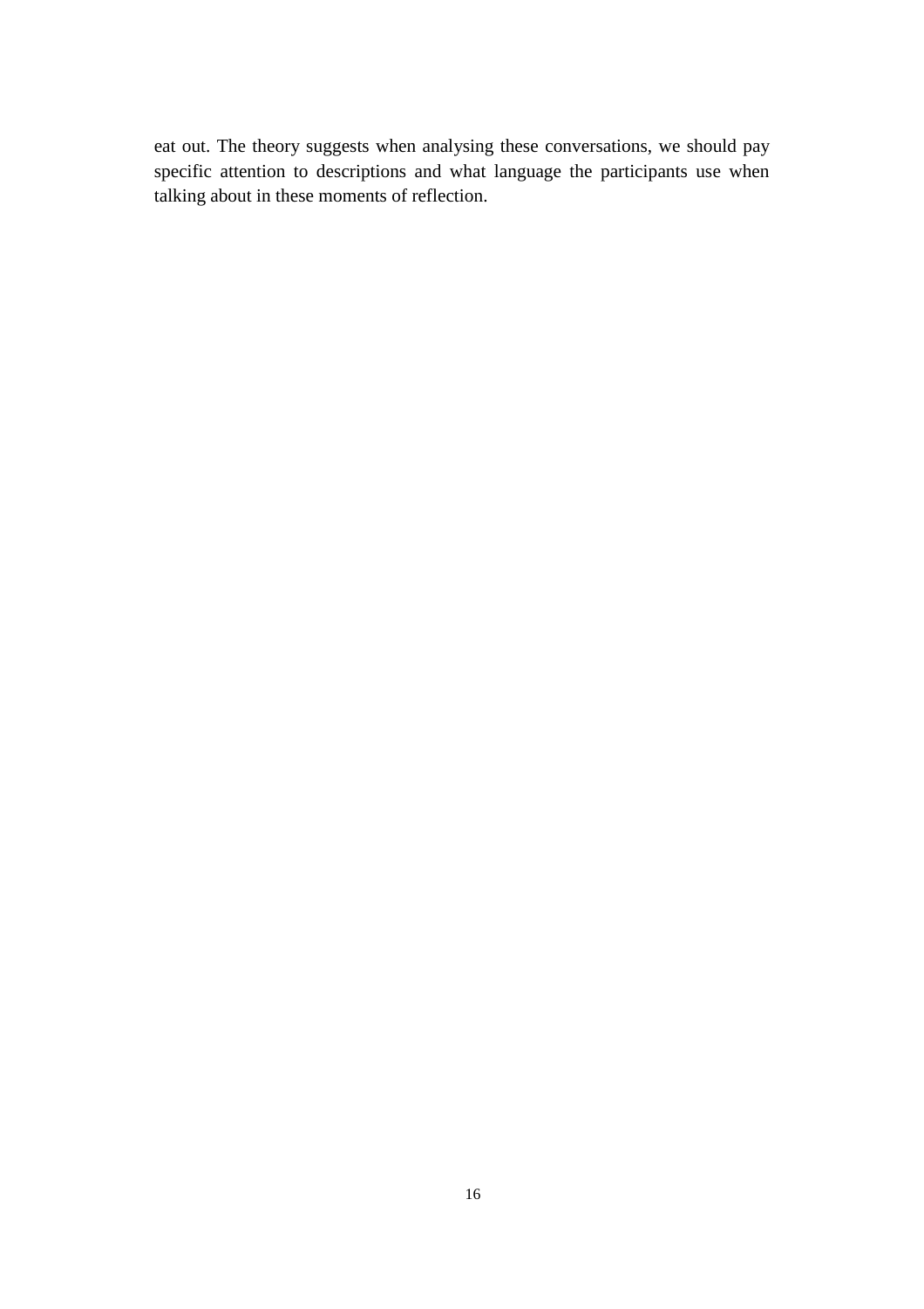eat out. The theory suggests when analysing these conversations, we should pay specific attention to descriptions and what language the participants use when talking about in these moments of reflection.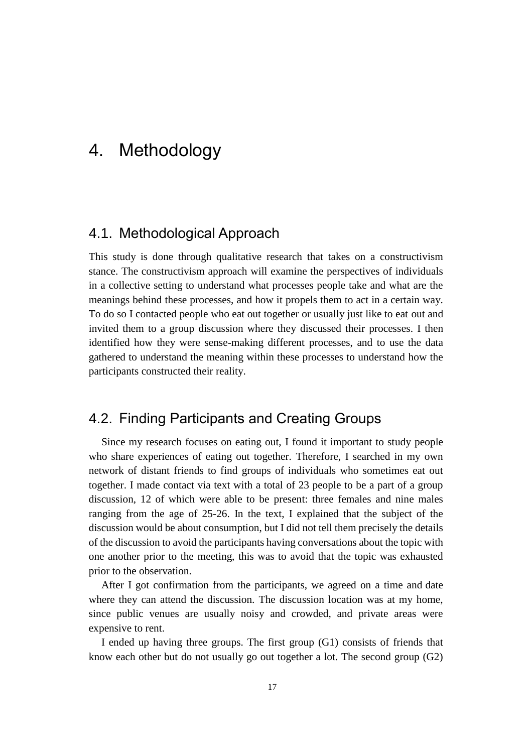# 4. Methodology

## 4.1. Methodological Approach

This study is done through qualitative research that takes on a constructivism stance. The constructivism approach will examine the perspectives of individuals in a collective setting to understand what processes people take and what are the meanings behind these processes, and how it propels them to act in a certain way. To do so I contacted people who eat out together or usually just like to eat out and invited them to a group discussion where they discussed their processes. I then identified how they were sense-making different processes, and to use the data gathered to understand the meaning within these processes to understand how the participants constructed their reality.

## 4.2. Finding Participants and Creating Groups

Since my research focuses on eating out, I found it important to study people who share experiences of eating out together. Therefore, I searched in my own network of distant friends to find groups of individuals who sometimes eat out together. I made contact via text with a total of 23 people to be a part of a group discussion, 12 of which were able to be present: three females and nine males ranging from the age of 25-26. In the text, I explained that the subject of the discussion would be about consumption, but I did not tell them precisely the details of the discussion to avoid the participants having conversations about the topic with one another prior to the meeting, this was to avoid that the topic was exhausted prior to the observation.

After I got confirmation from the participants, we agreed on a time and date where they can attend the discussion. The discussion location was at my home, since public venues are usually noisy and crowded, and private areas were expensive to rent.

I ended up having three groups. The first group (G1) consists of friends that know each other but do not usually go out together a lot. The second group (G2)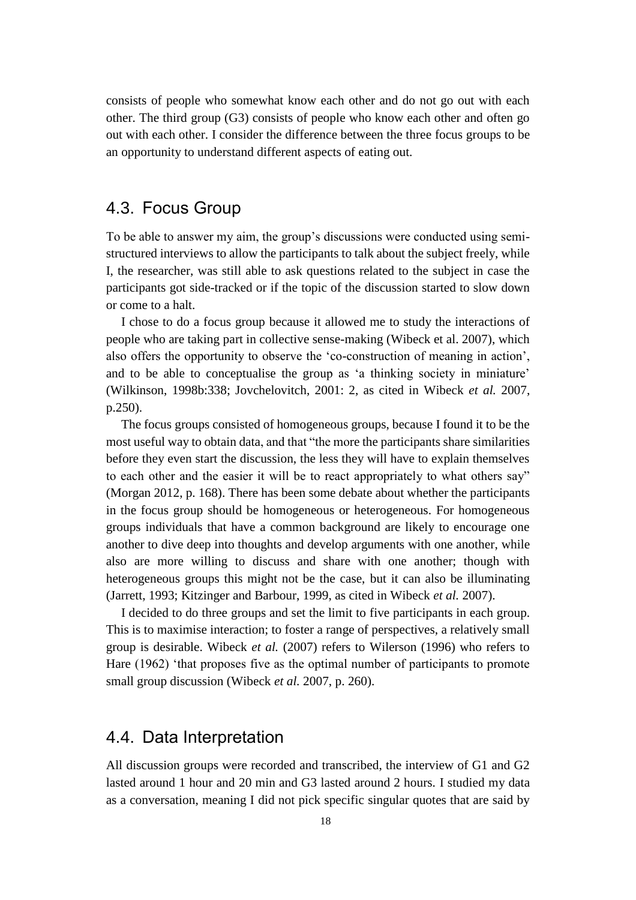consists of people who somewhat know each other and do not go out with each other. The third group (G3) consists of people who know each other and often go out with each other. I consider the difference between the three focus groups to be an opportunity to understand different aspects of eating out.

## 4.3. Focus Group

To be able to answer my aim, the group's discussions were conducted using semi-structured interviews to allow the participants to talk about the subject freely, while I, the researcher, was still able to ask questions related to the subject in case the participants got side-tracked or if the topic of the discussion started to slow down or come to a halt.

I chose to do a focus group because it allowed me to study the interactions of people who are taking part in collective sense-making (Wibeck et al. 2007), which also offers the opportunity to observe the 'co-construction of meaning in action', and to be able to conceptualise the group as 'a thinking society in miniature' (Wilkinson, 1998b:338; Jovchelovitch, 2001: 2, as cited in Wibeck *et al.* 2007, p.250).

The focus groups consisted of homogeneous groups, because I found it to be the most useful way to obtain data, and that "the more the participants share similarities before they even start the discussion, the less they will have to explain themselves to each other and the easier it will be to react appropriately to what others say" (Morgan 2012, p. 168). There has been some debate about whether the participants in the focus group should be homogeneous or heterogeneous. For homogeneous groups individuals that have a common background are likely to encourage one another to dive deep into thoughts and develop arguments with one another, while also are more willing to discuss and share with one another; though with heterogeneous groups this might not be the case, but it can also be illuminating (Jarrett, 1993; Kitzinger and Barbour, 1999, as cited in Wibeck *et al.* 2007).

I decided to do three groups and set the limit to five participants in each group. This is to maximise interaction; to foster a range of perspectives, a relatively small group is desirable. Wibeck *et al.* (2007) refers to Wilerson (1996) who refers to Hare (1962) 'that proposes five as the optimal number of participants to promote small group discussion (Wibeck *et al.* 2007, p. 260).

## 4.4. Data Interpretation

All discussion groups were recorded and transcribed, the interview of G1 and G2 lasted around 1 hour and 20 min and G3 lasted around 2 hours. I studied my data as a conversation, meaning I did not pick specific singular quotes that are said by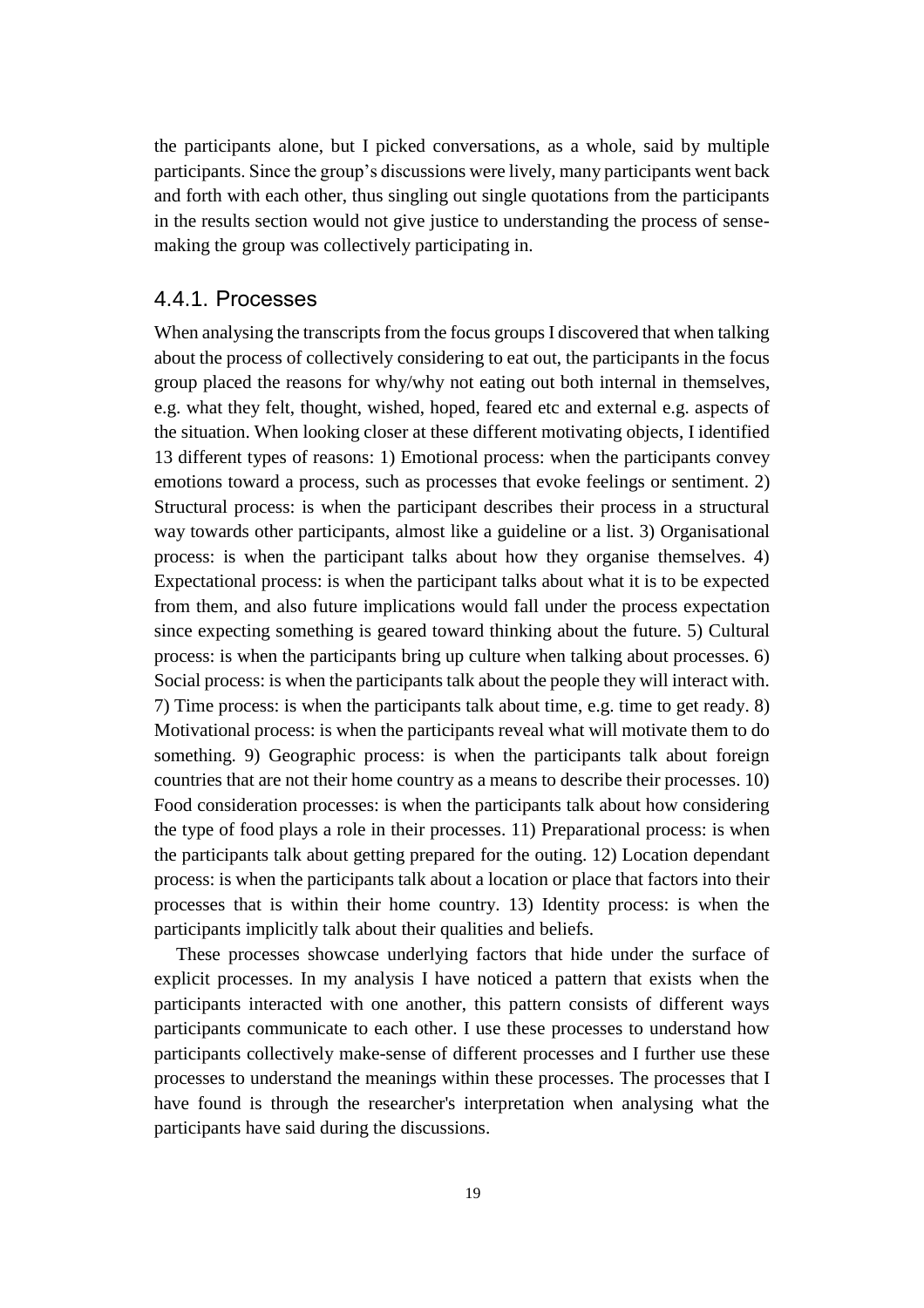the participants alone, but I picked conversations, as a whole, said by multiple participants. Since the group's discussions were lively, many participants went back and forth with each other, thus singling out single quotations from the participants in the results section would not give justice to understanding the process of sense-making the group was collectively participating in.

### 4.4.1. Processes

When analysing the transcripts from the focus groups I discovered that when talking about the process of collectively considering to eat out, the participants in the focus group placed the reasons for why/why not eating out both internal in themselves, e.g. what they felt, thought, wished, hoped, feared etc and external e.g. aspects of the situation. When looking closer at these different motivating objects, I identified 13 different types of reasons: 1) Emotional process: when the participants convey emotions toward a process, such as processes that evoke feelings or sentiment. 2) Structural process: is when the participant describes their process in a structural way towards other participants, almost like a guideline or a list. 3) Organisational process: is when the participant talks about how they organise themselves. 4) Expectational process: is when the participant talks about what it is to be expected from them, and also future implications would fall under the process expectation since expecting something is geared toward thinking about the future. 5) Cultural process: is when the participants bring up culture when talking about processes. 6) Social process: is when the participants talk about the people they will interact with. 7) Time process: is when the participants talk about time, e.g. time to get ready. 8) Motivational process: is when the participants reveal what will motivate them to do something. 9) Geographic process: is when the participants talk about foreign countries that are not their home country as a means to describe their processes. 10) Food consideration processes: is when the participants talk about how considering the type of food plays a role in their processes. 11) Preparational process: is when the participants talk about getting prepared for the outing. 12) Location dependant process: is when the participants talk about a location or place that factors into their processes that is within their home country. 13) Identity process: is when the participants implicitly talk about their qualities and beliefs.

These processes showcase underlying factors that hide under the surface of explicit processes. In my analysis I have noticed a pattern that exists when the participants interacted with one another, this pattern consists of different ways participants communicate to each other. I use these processes to understand how participants collectively make-sense of different processes and I further use these processes to understand the meanings within these processes. The processes that I have found is through the researcher's interpretation when analysing what the participants have said during the discussions.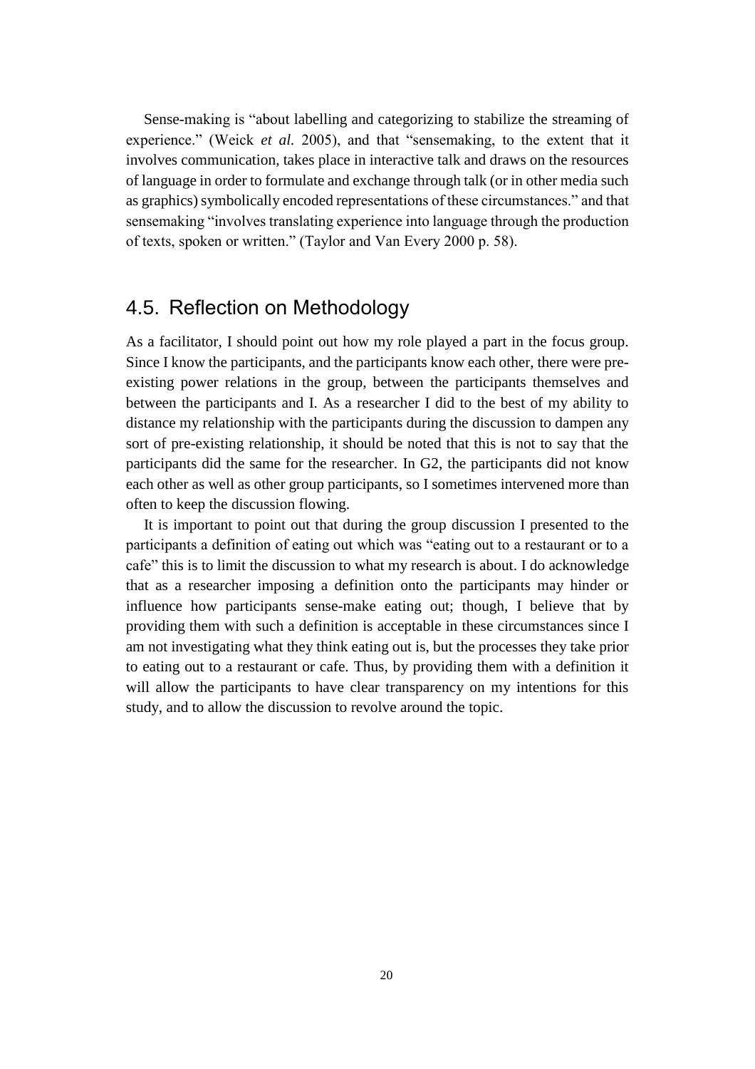Sense-making is "about labelling and categorizing to stabilize the streaming of experience." (Weick *et al.* 2005), and that "sensemaking, to the extent that it involves communication, takes place in interactive talk and draws on the resources of language in order to formulate and exchange through talk (or in other media such as graphics) symbolically encoded representations of these circumstances." and that sensemaking "involves translating experience into language through the production of texts, spoken or written." (Taylor and Van Every 2000 p. 58).

## 4.5. Reflection on Methodology

As a facilitator, I should point out how my role played a part in the focus group. Since I know the participants, and the participants know each other, there were pre-existing power relations in the group, between the participants themselves and between the participants and I. As a researcher I did to the best of my ability to distance my relationship with the participants during the discussion to dampen any sort of pre-existing relationship, it should be noted that this is not to say that the participants did the same for the researcher. In G2, the participants did not know each other as well as other group participants, so I sometimes intervened more than often to keep the discussion flowing.

It is important to point out that during the group discussion I presented to the participants a definition of eating out which was "eating out to a restaurant or to a cafe" this is to limit the discussion to what my research is about. I do acknowledge that as a researcher imposing a definition onto the participants may hinder or influence how participants sense-make eating out; though, I believe that by providing them with such a definition is acceptable in these circumstances since I am not investigating what they think eating out is, but the processes they take prior to eating out to a restaurant or cafe. Thus, by providing them with a definition it will allow the participants to have clear transparency on my intentions for this study, and to allow the discussion to revolve around the topic.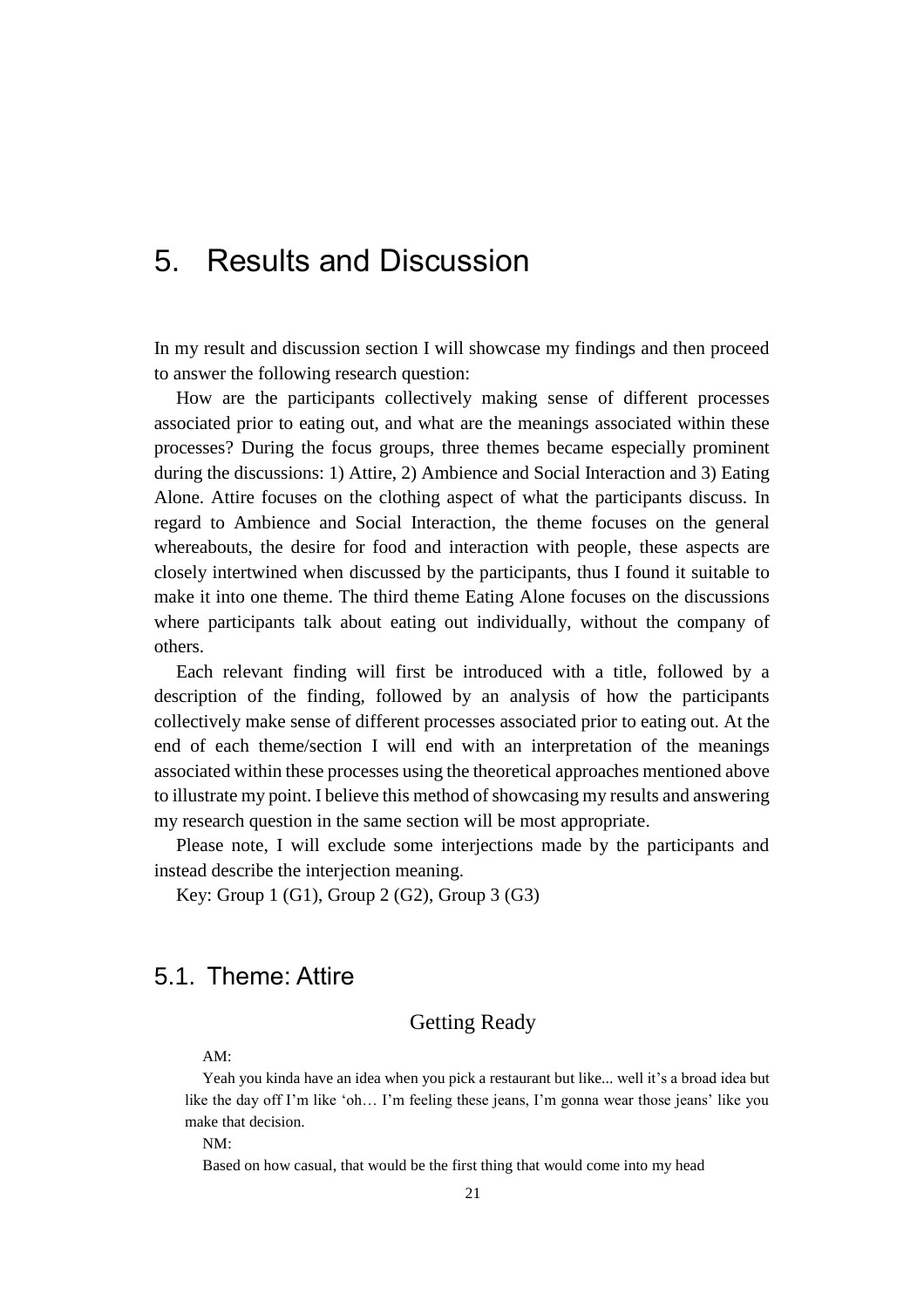# 5. Results and Discussion

In my result and discussion section I will showcase my findings and then proceed to answer the following research question:

How are the participants collectively making sense of different processes associated prior to eating out, and what are the meanings associated within these processes? During the focus groups, three themes became especially prominent during the discussions: 1) Attire, 2) Ambience and Social Interaction and 3) Eating Alone. Attire focuses on the clothing aspect of what the participants discuss. In regard to Ambience and Social Interaction, the theme focuses on the general whereabouts, the desire for food and interaction with people, these aspects are closely intertwined when discussed by the participants, thus I found it suitable to make it into one theme. The third theme Eating Alone focuses on the discussions where participants talk about eating out individually, without the company of others.

Each relevant finding will first be introduced with a title, followed by a description of the finding, followed by an analysis of how the participants collectively make sense of different processes associated prior to eating out. At the end of each theme/section I will end with an interpretation of the meanings associated within these processes using the theoretical approaches mentioned above to illustrate my point. I believe this method of showcasing my results and answering my research question in the same section will be most appropriate.

Please note, I will exclude some interjections made by the participants and instead describe the interjection meaning.

Key: Group 1 (G1), Group 2 (G2), Group 3 (G3)

## 5.1. Theme: Attire

### Getting Ready

AM:

Yeah you kinda have an idea when you pick a restaurant but like... well it's a broad idea but like the day off I'm like 'oh… I'm feeling these jeans, I'm gonna wear those jeans' like you make that decision.

NM:

Based on how casual, that would be the first thing that would come into my head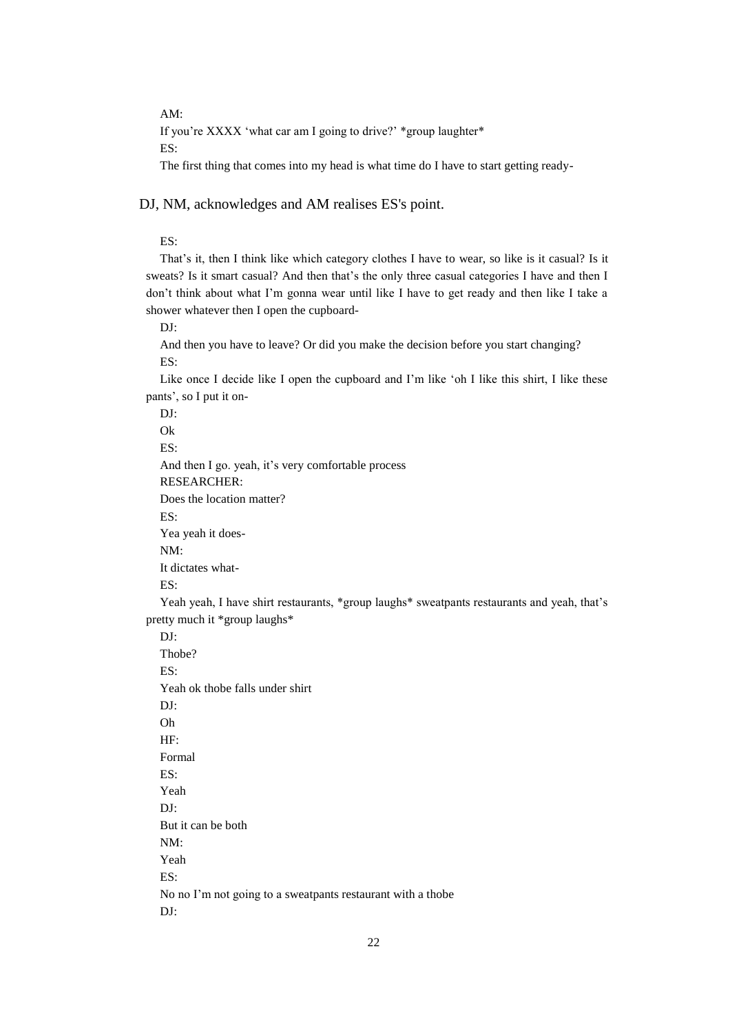AM:

If you're XXXX 'what car am I going to drive?' *group laughter*

ES:

The first thing that comes into my head is what time do I have to start getting ready-

DJ, NM, acknowledges and AM realises ES's point.

ES:

That's it, then I think like which category clothes I have to wear, so like is it casual? Is it sweats? Is it smart casual? And then that's the only three casual categories I have and then I don't think about what I'm gonna wear until like I have to get ready and then like I take a shower whatever then I open the cupboard-

DJ:

And then you have to leave? Or did you make the decision before you start changing?

ES:

Like once I decide like I open the cupboard and I'm like 'oh I like this shirt, I like these pants', so I put it on-

DJ:

Ok

ES:

And then I go. yeah, it's very comfortable process

RESEARCHER:

Does the location matter?

ES:

Yea yeah it does-

NM:

It dictates what-

ES:

Yeah yeah, I have shirt restaurants, *group laughs* sweatpants restaurants and yeah, that's pretty much it *group laughs*

DJ:

Thobe?

ES:

Yeah ok thobe falls under shirt

DJ:

Oh

HF:

Formal

ES:

Yeah

DJ:

But it can be both

NM:

Yeah

ES:

No no I'm not going to a sweatpants restaurant with a thobe

DJ: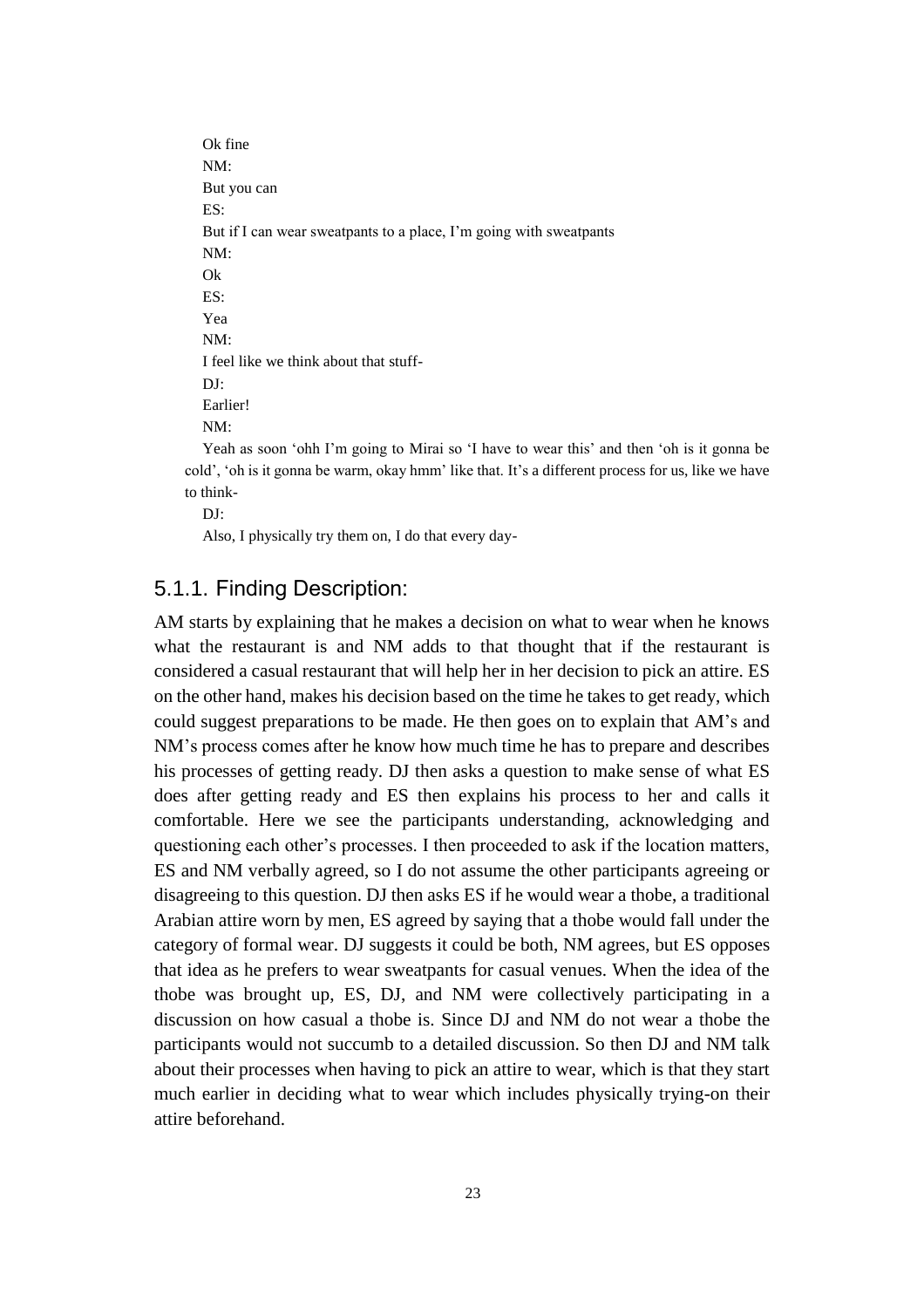Ok fine

NM:

But you can

ES:

But if I can wear sweatpants to a place, I'm going with sweatpants

NM:

Ok

ES:

Yea

NM:

I feel like we think about that stuff-

DJ:

Earlier!

NM:

Yeah as soon 'ohh I'm going to Mirai so 'I have to wear this' and then 'oh is it gonna be cold', 'oh is it gonna be warm, okay hmm' like that. It's a different process for us, like we have to think-

DJ:

Also, I physically try them on, I do that every day-

### 5.1.1. Finding Description:

AM starts by explaining that he makes a decision on what to wear when he knows what the restaurant is and NM adds to that thought that if the restaurant is considered a casual restaurant that will help her in her decision to pick an attire. ES on the other hand, makes his decision based on the time he takes to get ready, which could suggest preparations to be made. He then goes on to explain that AM's and NM's process comes after he know how much time he has to prepare and describes his processes of getting ready. DJ then asks a question to make sense of what ES does after getting ready and ES then explains his process to her and calls it comfortable. Here we see the participants understanding, acknowledging and questioning each other's processes. I then proceeded to ask if the location matters, ES and NM verbally agreed, so I do not assume the other participants agreeing or disagreeing to this question. DJ then asks ES if he would wear a thobe, a traditional Arabian attire worn by men, ES agreed by saying that a thobe would fall under the category of formal wear. DJ suggests it could be both, NM agrees, but ES opposes that idea as he prefers to wear sweatpants for casual venues. When the idea of the thobe was brought up, ES, DJ, and NM were collectively participating in a discussion on how casual a thobe is. Since DJ and NM do not wear a thobe the participants would not succumb to a detailed discussion. So then DJ and NM talk about their processes when having to pick an attire to wear, which is that they start much earlier in deciding what to wear which includes physically trying-on their attire beforehand.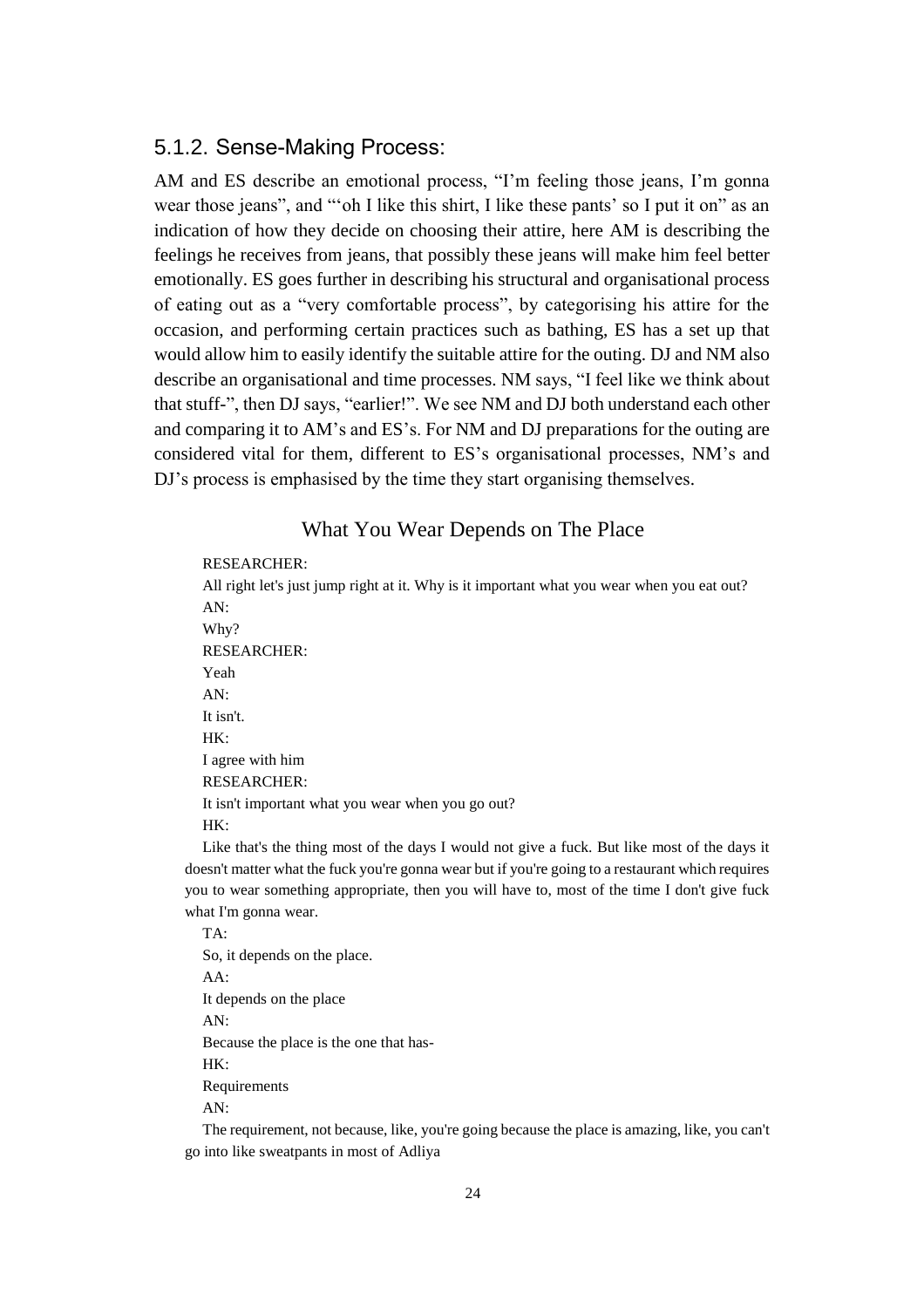### 5.1.2. Sense-Making Process:

AM and ES describe an emotional process, "I'm feeling those jeans, I'm gonna wear those jeans", and "'oh I like this shirt, I like these pants' so I put it on" as an indication of how they decide on choosing their attire, here AM is describing the feelings he receives from jeans, that possibly these jeans will make him feel better emotionally. ES goes further in describing his structural and organisational process of eating out as a "very comfortable process", by categorising his attire for the occasion, and performing certain practices such as bathing, ES has a set up that would allow him to easily identify the suitable attire for the outing. DJ and NM also describe an organisational and time processes. NM says, "I feel like we think about that stuff-", then DJ says, "earlier!". We see NM and DJ both understand each other and comparing it to AM's and ES's. For NM and DJ preparations for the outing are considered vital for them, different to ES's organisational processes, NM's and DJ's process is emphasised by the time they start organising themselves.

#### What You Wear Depends on The Place

RESEARCHER:

All right let's just jump right at it. Why is it important what you wear when you eat out?

AN:

Why?

RESEARCHER:

Yeah

AN:

It isn't.

HK:

I agree with him

RESEARCHER:

It isn't important what you wear when you go out?

HK:

Like that's the thing most of the days I would not give a fuck. But like most of the days it doesn't matter what the fuck you're gonna wear but if you're going to a restaurant which requires you to wear something appropriate, then you will have to, most of the time I don't give fuck what I'm gonna wear.

TA:

So, it depends on the place.

AA:

It depends on the place

AN:

Because the place is the one that has-

HK:

Requirements

AN:

The requirement, not because, like, you're going because the place is amazing, like, you can't go into like sweatpants in most of Adliya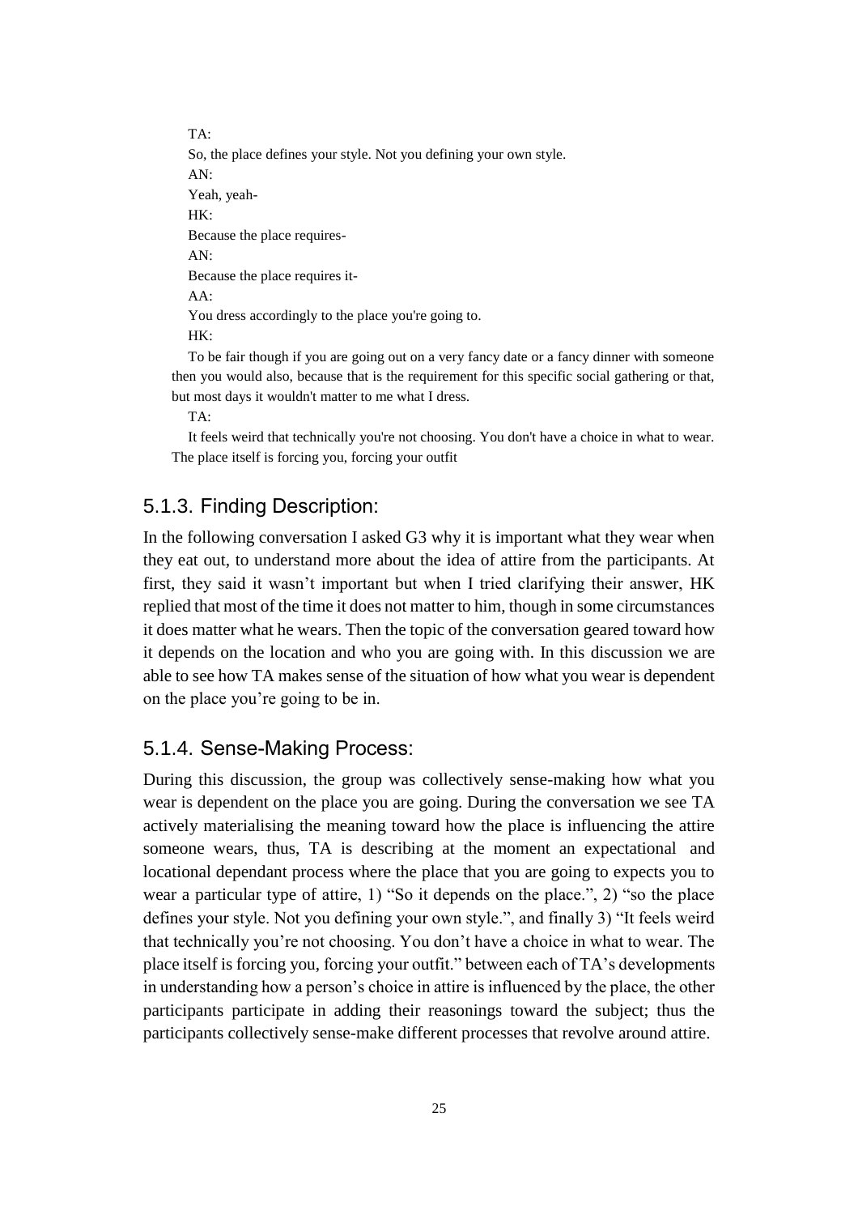TA:

So, the place defines your style. Not you defining your own style.

AN:

Yeah, yeah-

HK:

Because the place requires-

AN:

Because the place requires it-

AA:

You dress accordingly to the place you're going to.

HK:

To be fair though if you are going out on a very fancy date or a fancy dinner with someone then you would also, because that is the requirement for this specific social gathering or that, but most days it wouldn't matter to me what I dress.

TA:

It feels weird that technically you're not choosing. You don't have a choice in what to wear. The place itself is forcing you, forcing your outfit

### 5.1.3. Finding Description:

In the following conversation I asked G3 why it is important what they wear when they eat out, to understand more about the idea of attire from the participants. At first, they said it wasn't important but when I tried clarifying their answer, HK replied that most of the time it does not matter to him, though in some circumstances it does matter what he wears. Then the topic of the conversation geared toward how it depends on the location and who you are going with. In this discussion we are able to see how TA makes sense of the situation of how what you wear is dependent on the place you're going to be in.

### 5.1.4. Sense-Making Process:

During this discussion, the group was collectively sense-making how what you wear is dependent on the place you are going. During the conversation we see TA actively materialising the meaning toward how the place is influencing the attire someone wears, thus, TA is describing at the moment an expectational and locational dependant process where the place that you are going to expects you to wear a particular type of attire, 1) "So it depends on the place.", 2) "so the place defines your style. Not you defining your own style.", and finally 3) "It feels weird that technically you're not choosing. You don't have a choice in what to wear. The place itself is forcing you, forcing your outfit." between each of TA's developments in understanding how a person's choice in attire is influenced by the place, the other participants participate in adding their reasonings toward the subject; thus the participants collectively sense-make different processes that revolve around attire.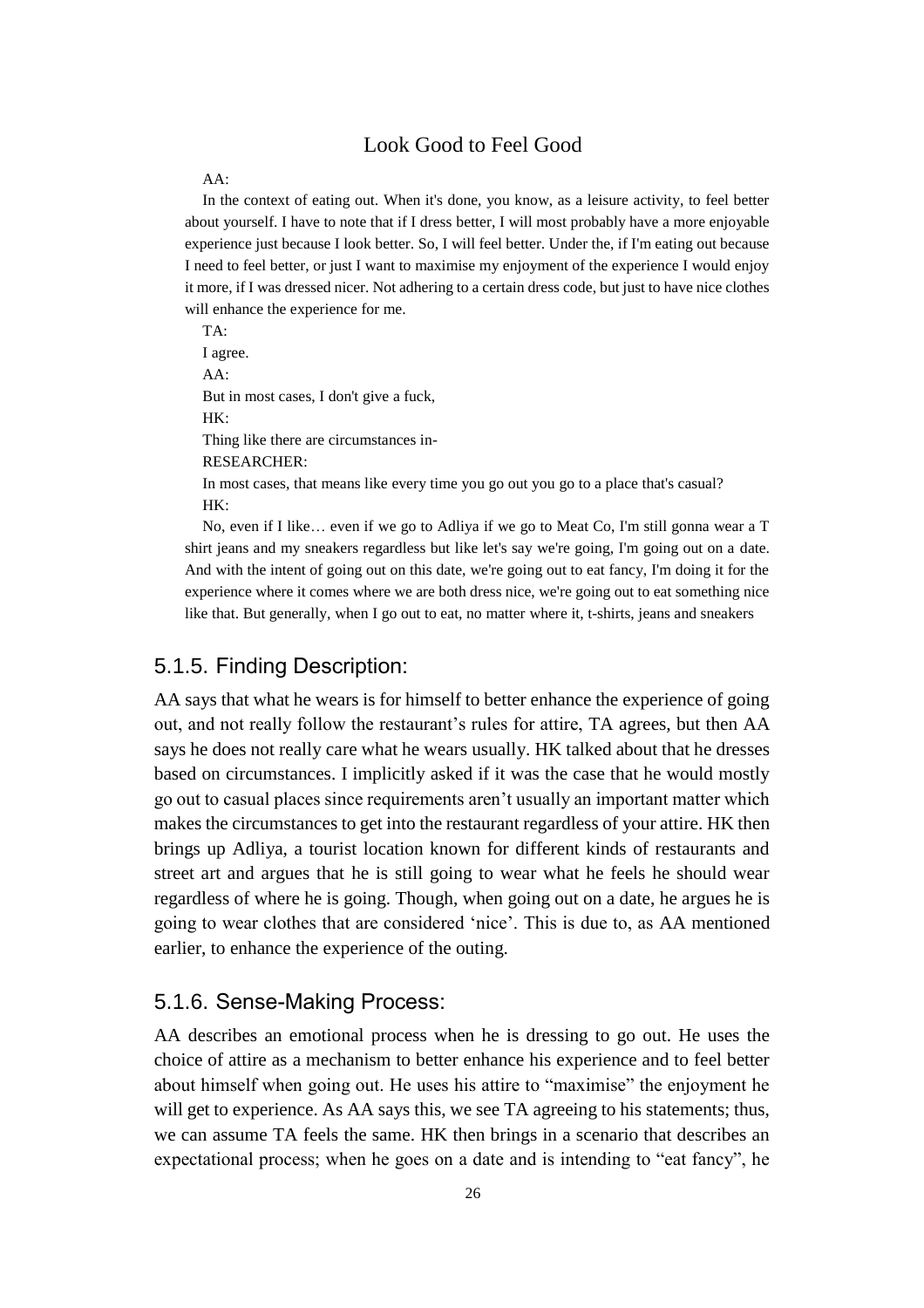Look Good to Feel Good

AA:

In the context of eating out. When it's done, you know, as a leisure activity, to feel better about yourself. I have to note that if I dress better, I will most probably have a more enjoyable experience just because I look better. So, I will feel better. Under the, if I'm eating out because I need to feel better, or just I want to maximise my enjoyment of the experience I would enjoy it more, if I was dressed nicer. Not adhering to a certain dress code, but just to have nice clothes will enhance the experience for me.

TA:

I agree.

AA:

But in most cases, I don't give a fuck,

HK:

Thing like there are circumstances in-

RESEARCHER:

In most cases, that means like every time you go out you go to a place that's casual?

HK:

No, even if I like… even if we go to Adliya if we go to Meat Co, I'm still gonna wear a T shirt jeans and my sneakers regardless but like let's say we're going, I'm going out on a date. And with the intent of going out on this date, we're going out to eat fancy, I'm doing it for the experience where it comes where we are both dress nice, we're going out to eat something nice like that. But generally, when I go out to eat, no matter where it, t-shirts, jeans and sneakers

### 5.1.5. Finding Description:

AA says that what he wears is for himself to better enhance the experience of going out, and not really follow the restaurant's rules for attire, TA agrees, but then AA says he does not really care what he wears usually. HK talked about that he dresses based on circumstances. I implicitly asked if it was the case that he would mostly go out to casual places since requirements aren't usually an important matter which makes the circumstances to get into the restaurant regardless of your attire. HK then brings up Adliya, a tourist location known for different kinds of restaurants and street art and argues that he is still going to wear what he feels he should wear regardless of where he is going. Though, when going out on a date, he argues he is going to wear clothes that are considered 'nice'. This is due to, as AA mentioned earlier, to enhance the experience of the outing.

### 5.1.6. Sense-Making Process:

AA describes an emotional process when he is dressing to go out. He uses the choice of attire as a mechanism to better enhance his experience and to feel better about himself when going out. He uses his attire to "maximise" the enjoyment he will get to experience. As AA says this, we see TA agreeing to his statements; thus, we can assume TA feels the same. HK then brings in a scenario that describes an expectational process; when he goes on a date and is intending to "eat fancy", he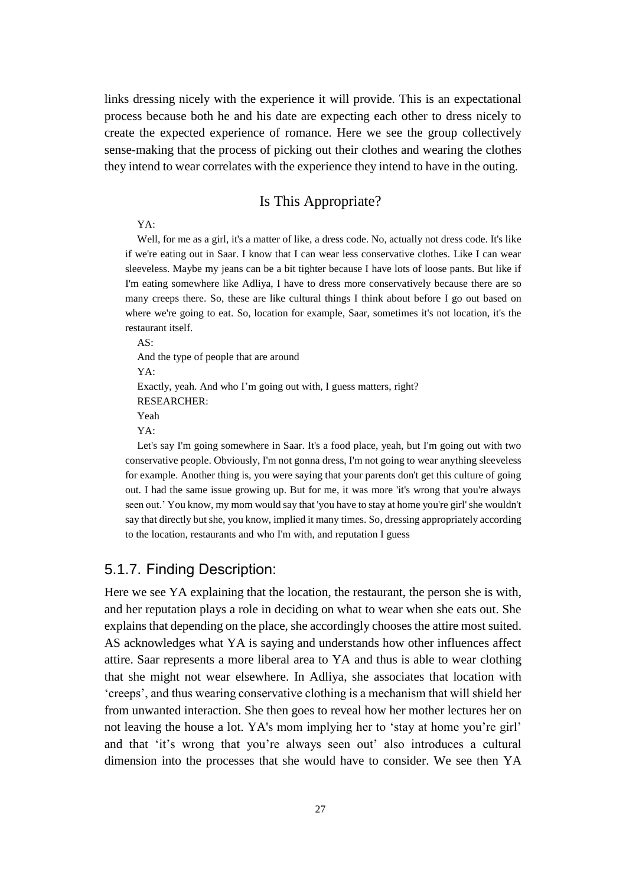links dressing nicely with the experience it will provide. This is an expectational process because both he and his date are expecting each other to dress nicely to create the expected experience of romance. Here we see the group collectively sense-making that the process of picking out their clothes and wearing the clothes they intend to wear correlates with the experience they intend to have in the outing.

## Is This Appropriate?

YA:

Well, for me as a girl, it's a matter of like, a dress code. No, actually not dress code. It's like if we're eating out in Saar. I know that I can wear less conservative clothes. Like I can wear sleeveless. Maybe my jeans can be a bit tighter because I have lots of loose pants. But like if I'm eating somewhere like Adliya, I have to dress more conservatively because there are so many creeps there. So, these are like cultural things I think about before I go out based on where we're going to eat. So, location for example, Saar, sometimes it's not location, it's the restaurant itself.

AS:

And the type of people that are around

YA:

Exactly, yeah. And who I'm going out with, I guess matters, right?

RESEARCHER:

Yeah

YA:

Let's say I'm going somewhere in Saar. It's a food place, yeah, but I'm going out with two conservative people. Obviously, I'm not gonna dress, I'm not going to wear anything sleeveless for example. Another thing is, you were saying that your parents don't get this culture of going out. I had the same issue growing up. But for me, it was more 'it's wrong that you're always seen out.' You know, my mom would say that 'you have to stay at home you're girl' she wouldn't say that directly but she, you know, implied it many times. So, dressing appropriately according to the location, restaurants and who I'm with, and reputation I guess

### 5.1.7. Finding Description:

Here we see YA explaining that the location, the restaurant, the person she is with, and her reputation plays a role in deciding on what to wear when she eats out. She explains that depending on the place, she accordingly chooses the attire most suited. AS acknowledges what YA is saying and understands how other influences affect attire. Saar represents a more liberal area to YA and thus is able to wear clothing that she might not wear elsewhere. In Adliya, she associates that location with 'creeps', and thus wearing conservative clothing is a mechanism that will shield her from unwanted interaction. She then goes to reveal how her mother lectures her on not leaving the house a lot. YA's mom implying her to 'stay at home you're girl' and that 'it's wrong that you're always seen out' also introduces a cultural dimension into the processes that she would have to consider. We see then YA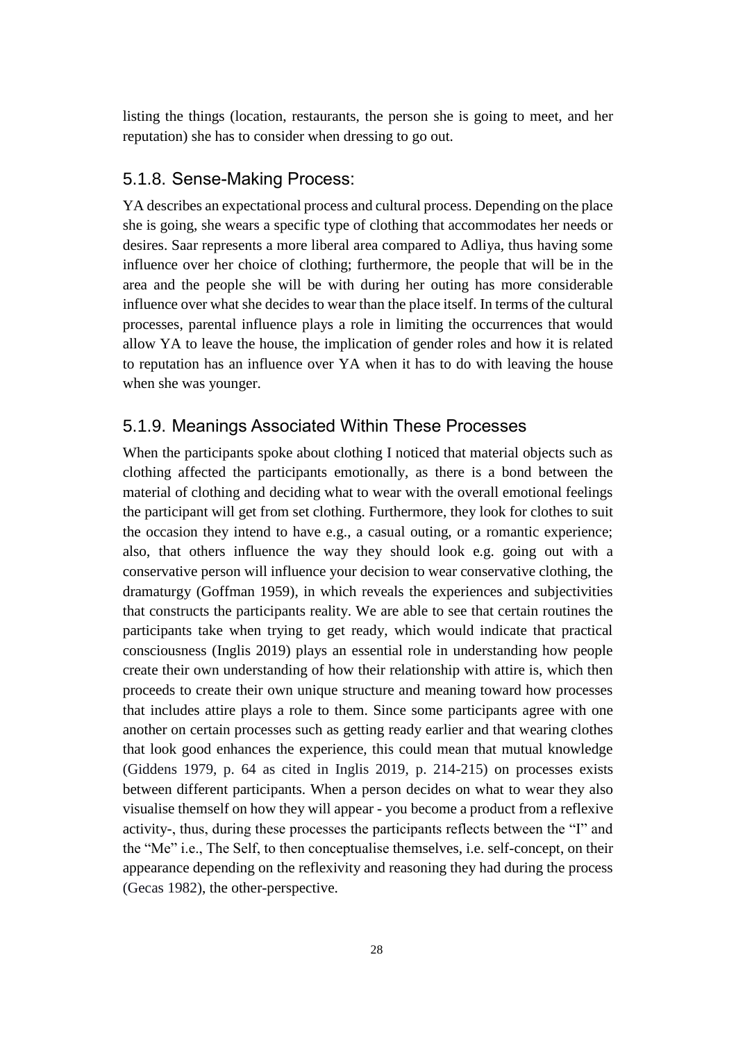listing the things (location, restaurants, the person she is going to meet, and her reputation) she has to consider when dressing to go out.

### 5.1.8. Sense-Making Process:

YA describes an expectational process and cultural process. Depending on the place she is going, she wears a specific type of clothing that accommodates her needs or desires. Saar represents a more liberal area compared to Adliya, thus having some influence over her choice of clothing; furthermore, the people that will be in the area and the people she will be with during her outing has more considerable influence over what she decides to wear than the place itself. In terms of the cultural processes, parental influence plays a role in limiting the occurrences that would allow YA to leave the house, the implication of gender roles and how it is related to reputation has an influence over YA when it has to do with leaving the house when she was younger.

### 5.1.9. Meanings Associated Within These Processes

When the participants spoke about clothing I noticed that material objects such as clothing affected the participants emotionally, as there is a bond between the material of clothing and deciding what to wear with the overall emotional feelings the participant will get from set clothing. Furthermore, they look for clothes to suit the occasion they intend to have e.g., a casual outing, or a romantic experience; also, that others influence the way they should look e.g. going out with a conservative person will influence your decision to wear conservative clothing, the dramaturgy (Goffman 1959), in which reveals the experiences and subjectivities that constructs the participants reality. We are able to see that certain routines the participants take when trying to get ready, which would indicate that practical consciousness (Inglis 2019) plays an essential role in understanding how people create their own understanding of how their relationship with attire is, which then proceeds to create their own unique structure and meaning toward how processes that includes attire plays a role to them. Since some participants agree with one another on certain processes such as getting ready earlier and that wearing clothes that look good enhances the experience, this could mean that mutual knowledge (Giddens 1979, p. 64 as cited in Inglis 2019, p. 214-215) on processes exists between different participants. When a person decides on what to wear they also visualise themself on how they will appear - you become a product from a reflexive activity-, thus, during these processes the participants reflects between the "I" and the "Me" i.e., The Self, to then conceptualise themselves, i.e. self-concept, on their appearance depending on the reflexivity and reasoning they had during the process (Gecas 1982), the other-perspective.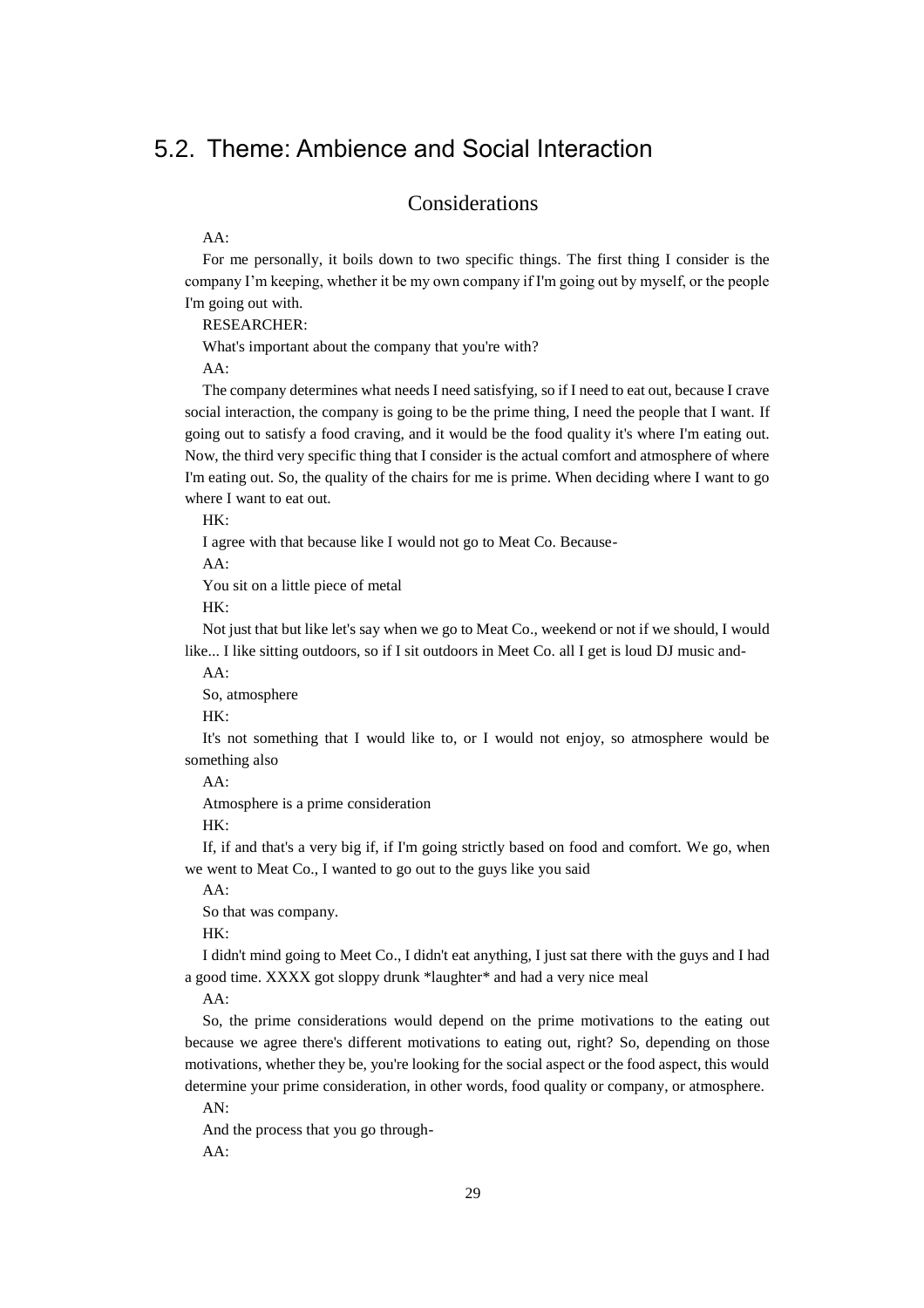## 5.2. Theme: Ambience and Social Interaction

### Considerations

AA:

For me personally, it boils down to two specific things. The first thing I consider is the company I'm keeping, whether it be my own company if I'm going out by myself, or the people I'm going out with.

RESEARCHER:

What's important about the company that you're with?

AA:

The company determines what needs I need satisfying, so if I need to eat out, because I crave social interaction, the company is going to be the prime thing, I need the people that I want. If going out to satisfy a food craving, and it would be the food quality it's where I'm eating out. Now, the third very specific thing that I consider is the actual comfort and atmosphere of where I'm eating out. So, the quality of the chairs for me is prime. When deciding where I want to go where I want to eat out.

HK:

I agree with that because like I would not go to Meat Co. Because-

AA:

You sit on a little piece of metal

HK:

Not just that but like let's say when we go to Meat Co., weekend or not if we should, I would like... I like sitting outdoors, so if I sit outdoors in Meet Co. all I get is loud DJ music and-

AA:

So, atmosphere

HK:

It's not something that I would like to, or I would not enjoy, so atmosphere would be something also

AA:

Atmosphere is a prime consideration

HK:

If, if and that's a very big if, if I'm going strictly based on food and comfort. We go, when we went to Meat Co., I wanted to go out to the guys like you said

AA:

So that was company.

HK:

I didn't mind going to Meet Co., I didn't eat anything, I just sat there with the guys and I had a good time. XXXX got sloppy drunk *laughter* and had a very nice meal

AA:

So, the prime considerations would depend on the prime motivations to the eating out because we agree there's different motivations to eating out, right? So, depending on those motivations, whether they be, you're looking for the social aspect or the food aspect, this would determine your prime consideration, in other words, food quality or company, or atmosphere.

AN:

And the process that you go through-

AA: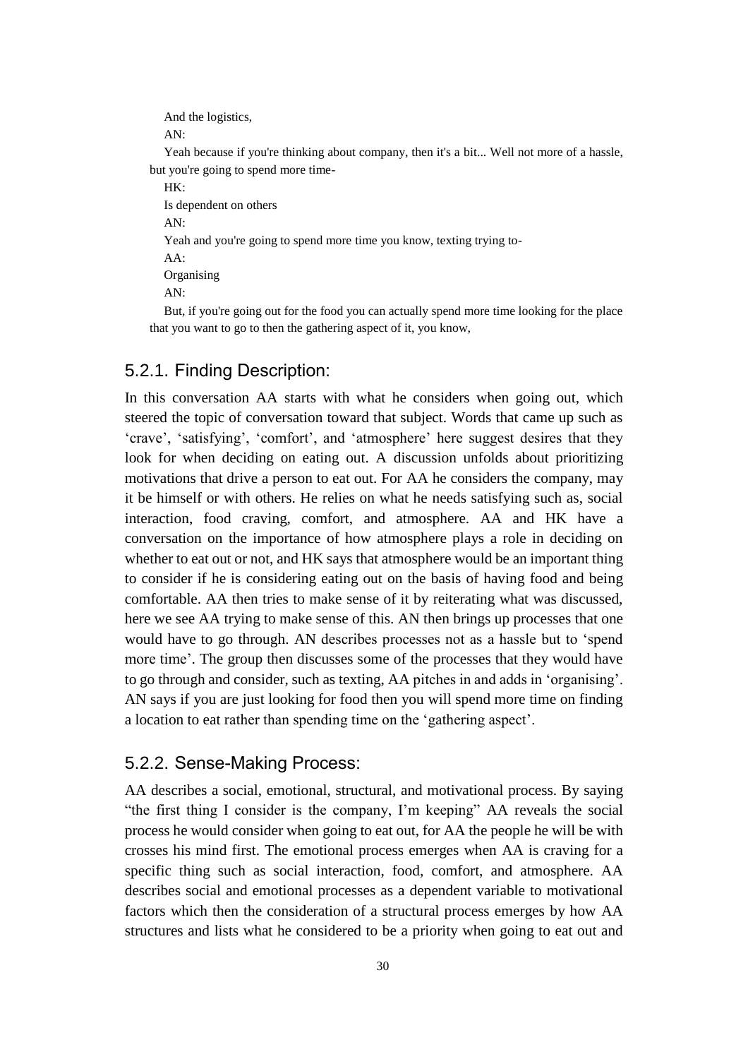And the logistics,

AN:

Yeah because if you're thinking about company, then it's a bit... Well not more of a hassle, but you're going to spend more time-

HK:

Is dependent on others

AN:

Yeah and you're going to spend more time you know, texting trying to-

AA:

Organising

AN:

But, if you're going out for the food you can actually spend more time looking for the place that you want to go to then the gathering aspect of it, you know,

### 5.2.1. Finding Description:

In this conversation AA starts with what he considers when going out, which steered the topic of conversation toward that subject. Words that came up such as 'crave', 'satisfying', 'comfort', and 'atmosphere' here suggest desires that they look for when deciding on eating out. A discussion unfolds about prioritizing motivations that drive a person to eat out. For AA he considers the company, may it be himself or with others. He relies on what he needs satisfying such as, social interaction, food craving, comfort, and atmosphere. AA and HK have a conversation on the importance of how atmosphere plays a role in deciding on whether to eat out or not, and HK says that atmosphere would be an important thing to consider if he is considering eating out on the basis of having food and being comfortable. AA then tries to make sense of it by reiterating what was discussed, here we see AA trying to make sense of this. AN then brings up processes that one would have to go through. AN describes processes not as a hassle but to 'spend more time'. The group then discusses some of the processes that they would have to go through and consider, such as texting, AA pitches in and adds in 'organising'. AN says if you are just looking for food then you will spend more time on finding a location to eat rather than spending time on the 'gathering aspect'.

### 5.2.2. Sense-Making Process:

AA describes a social, emotional, structural, and motivational process. By saying "the first thing I consider is the company, I'm keeping" AA reveals the social process he would consider when going to eat out, for AA the people he will be with crosses his mind first. The emotional process emerges when AA is craving for a specific thing such as social interaction, food, comfort, and atmosphere. AA describes social and emotional processes as a dependent variable to motivational factors which then the consideration of a structural process emerges by how AA structures and lists what he considered to be a priority when going to eat out and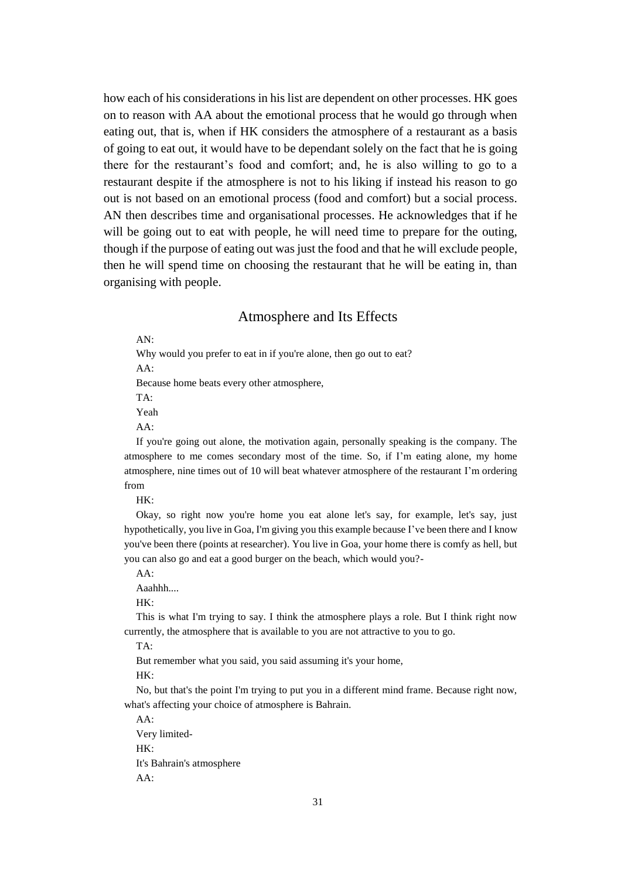how each of his considerations in his list are dependent on other processes. HK goes on to reason with AA about the emotional process that he would go through when eating out, that is, when if HK considers the atmosphere of a restaurant as a basis of going to eat out, it would have to be dependant solely on the fact that he is going there for the restaurant's food and comfort; and, he is also willing to go to a restaurant despite if the atmosphere is not to his liking if instead his reason to go out is not based on an emotional process (food and comfort) but a social process. AN then describes time and organisational processes. He acknowledges that if he will be going out to eat with people, he will need time to prepare for the outing, though if the purpose of eating out was just the food and that he will exclude people, then he will spend time on choosing the restaurant that he will be eating in, than organising with people.

## Atmosphere and Its Effects

AN:

Why would you prefer to eat in if you're alone, then go out to eat?

AA:

Because home beats every other atmosphere,

TA:

Yeah

AA:

If you're going out alone, the motivation again, personally speaking is the company. The atmosphere to me comes secondary most of the time. So, if I'm eating alone, my home atmosphere, nine times out of 10 will beat whatever atmosphere of the restaurant I'm ordering from

HK:

Okay, so right now you're home you eat alone let's say, for example, let's say, just hypothetically, you live in Goa, I'm giving you this example because I've been there and I know you've been there (points at researcher). You live in Goa, your home there is comfy as hell, but you can also go and eat a good burger on the beach, which would you?-

AA:

Aaahhh....

HK:

This is what I'm trying to say. I think the atmosphere plays a role. But I think right now currently, the atmosphere that is available to you are not attractive to you to go.

TA:

But remember what you said, you said assuming it's your home,

HK:

No, but that's the point I'm trying to put you in a different mind frame. Because right now, what's affecting your choice of atmosphere is Bahrain.

AA:

Very limited-

HK:

It's Bahrain's atmosphere

AA: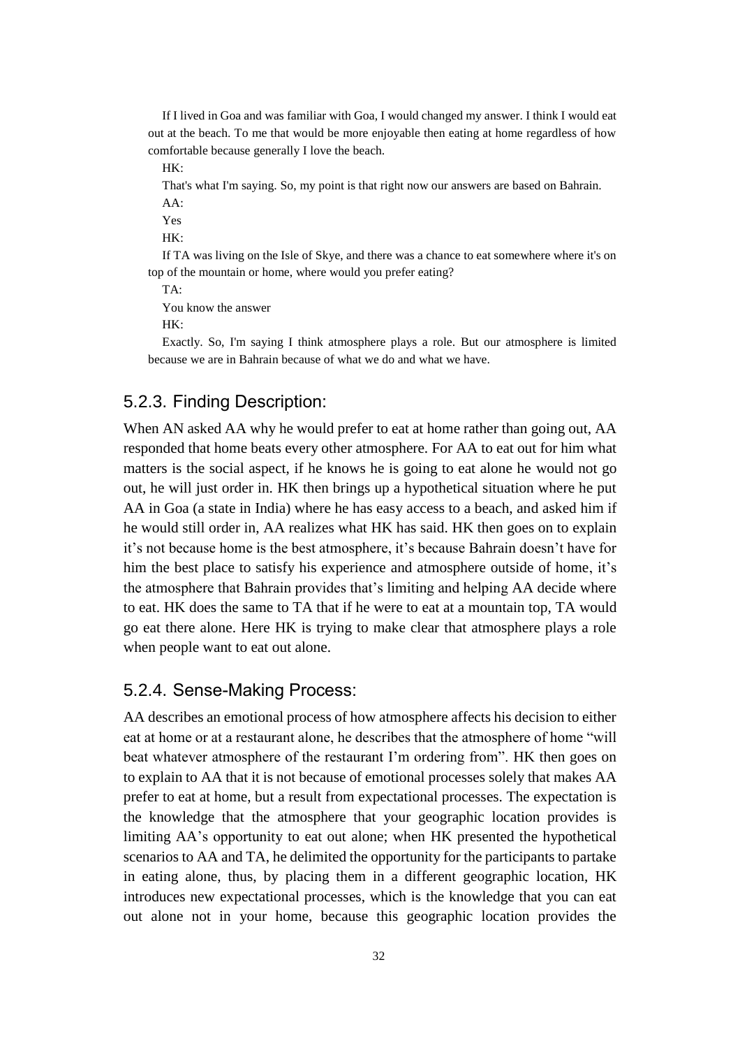If I lived in Goa and was familiar with Goa, I would changed my answer. I think I would eat out at the beach. To me that would be more enjoyable then eating at home regardless of how comfortable because generally I love the beach.

HK:

That's what I'm saying. So, my point is that right now our answers are based on Bahrain.

AA:

Yes

HK:

If TA was living on the Isle of Skye, and there was a chance to eat somewhere where it's on top of the mountain or home, where would you prefer eating?

TA:

You know the answer

HK:

Exactly. So, I'm saying I think atmosphere plays a role. But our atmosphere is limited because we are in Bahrain because of what we do and what we have.

### 5.2.3. Finding Description:

When AN asked AA why he would prefer to eat at home rather than going out, AA responded that home beats every other atmosphere. For AA to eat out for him what matters is the social aspect, if he knows he is going to eat alone he would not go out, he will just order in. HK then brings up a hypothetical situation where he put AA in Goa (a state in India) where he has easy access to a beach, and asked him if he would still order in, AA realizes what HK has said. HK then goes on to explain it's not because home is the best atmosphere, it's because Bahrain doesn't have for him the best place to satisfy his experience and atmosphere outside of home, it's the atmosphere that Bahrain provides that's limiting and helping AA decide where to eat. HK does the same to TA that if he were to eat at a mountain top, TA would go eat there alone. Here HK is trying to make clear that atmosphere plays a role when people want to eat out alone.

### 5.2.4. Sense-Making Process:

AA describes an emotional process of how atmosphere affects his decision to either eat at home or at a restaurant alone, he describes that the atmosphere of home "will beat whatever atmosphere of the restaurant I'm ordering from". HK then goes on to explain to AA that it is not because of emotional processes solely that makes AA prefer to eat at home, but a result from expectational processes. The expectation is the knowledge that the atmosphere that your geographic location provides is limiting AA's opportunity to eat out alone; when HK presented the hypothetical scenarios to AA and TA, he delimited the opportunity for the participants to partake in eating alone, thus, by placing them in a different geographic location, HK introduces new expectational processes, which is the knowledge that you can eat out alone not in your home, because this geographic location provides the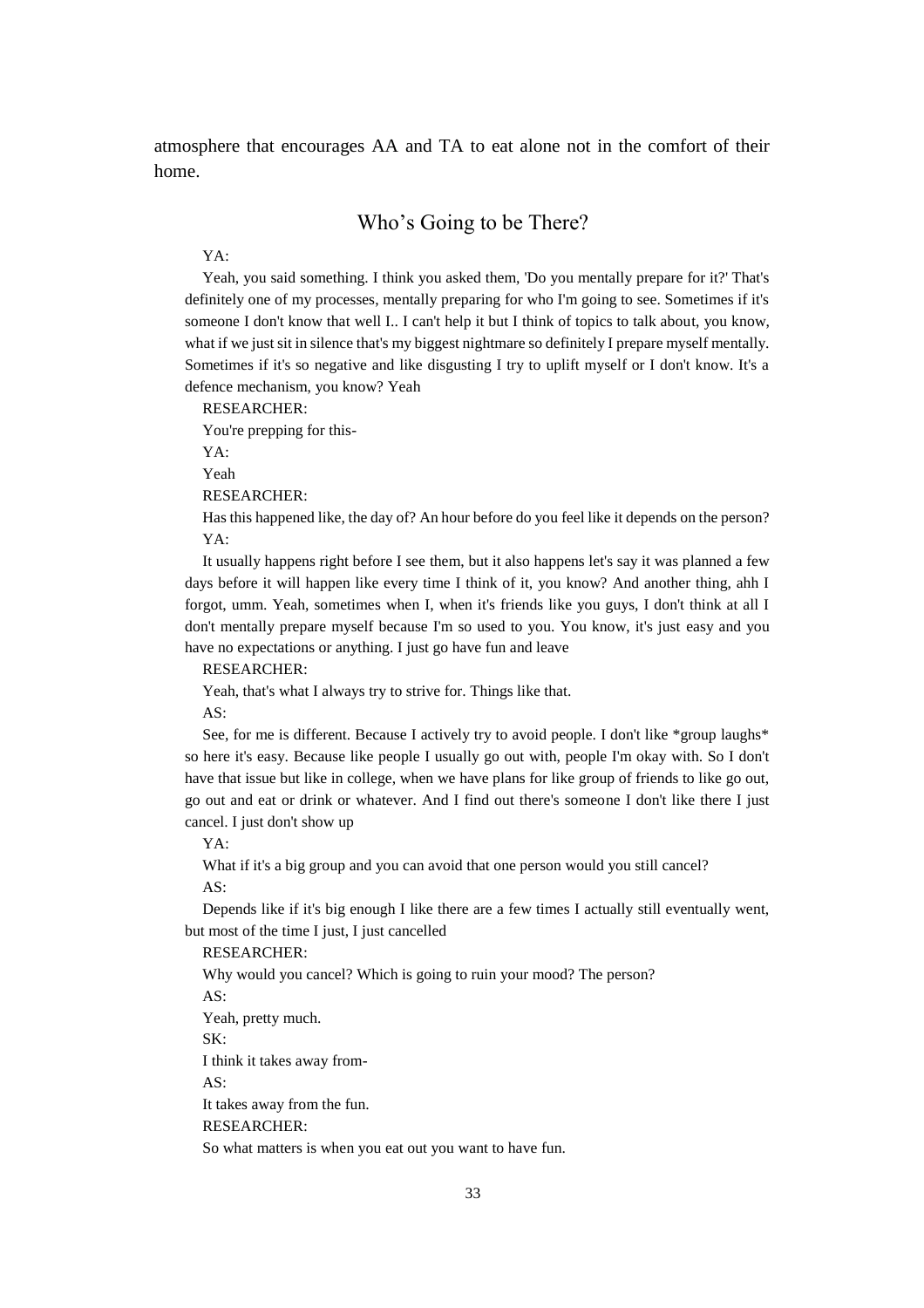atmosphere that encourages AA and TA to eat alone not in the comfort of their home.

## Who's Going to be There?

YA:

Yeah, you said something. I think you asked them, 'Do you mentally prepare for it?' That's definitely one of my processes, mentally preparing for who I'm going to see. Sometimes if it's someone I don't know that well I.. I can't help it but I think of topics to talk about, you know, what if we just sit in silence that's my biggest nightmare so definitely I prepare myself mentally. Sometimes if it's so negative and like disgusting I try to uplift myself or I don't know. It's a defence mechanism, you know? Yeah

RESEARCHER:

You're prepping for this-

YA:

Yeah

RESEARCHER:

Has this happened like, the day of? An hour before do you feel like it depends on the person?

YA:

It usually happens right before I see them, but it also happens let's say it was planned a few days before it will happen like every time I think of it, you know? And another thing, ahh I forgot, umm. Yeah, sometimes when I, when it's friends like you guys, I don't think at all I don't mentally prepare myself because I'm so used to you. You know, it's just easy and you have no expectations or anything. I just go have fun and leave

RESEARCHER:

Yeah, that's what I always try to strive for. Things like that.

AS:

See, for me is different. Because I actively try to avoid people. I don't like *group laughs* so here it's easy. Because like people I usually go out with, people I'm okay with. So I don't have that issue but like in college, when we have plans for like group of friends to like go out, go out and eat or drink or whatever. And I find out there's someone I don't like there I just cancel. I just don't show up

YA:

What if it's a big group and you can avoid that one person would you still cancel?

AS:

Depends like if it's big enough I like there are a few times I actually still eventually went, but most of the time I just, I just cancelled

RESEARCHER:

Why would you cancel? Which is going to ruin your mood? The person?

AS:

Yeah, pretty much.

SK:

I think it takes away from-

AS:

It takes away from the fun.

RESEARCHER:

So what matters is when you eat out you want to have fun.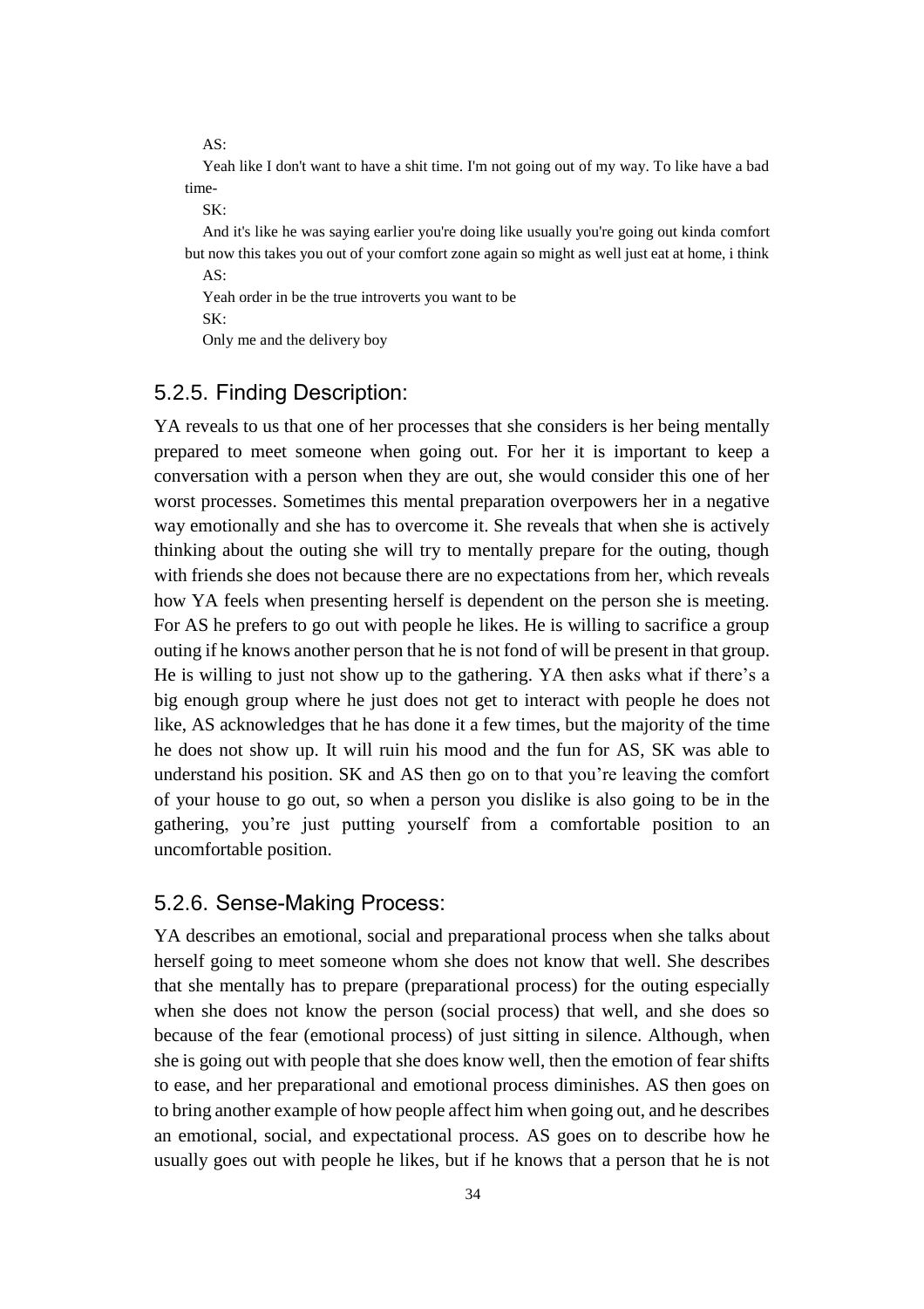AS:

Yeah like I don't want to have a shit time. I'm not going out of my way. To like have a bad time-

SK:

And it's like he was saying earlier you're doing like usually you're going out kinda comfort but now this takes you out of your comfort zone again so might as well just eat at home, i think

AS:

Yeah order in be the true introverts you want to be

SK:

Only me and the delivery boy

### 5.2.5. Finding Description:

YA reveals to us that one of her processes that she considers is her being mentally prepared to meet someone when going out. For her it is important to keep a conversation with a person when they are out, she would consider this one of her worst processes. Sometimes this mental preparation overpowers her in a negative way emotionally and she has to overcome it. She reveals that when she is actively thinking about the outing she will try to mentally prepare for the outing, though with friends she does not because there are no expectations from her, which reveals how YA feels when presenting herself is dependent on the person she is meeting. For AS he prefers to go out with people he likes. He is willing to sacrifice a group outing if he knows another person that he is not fond of will be present in that group. He is willing to just not show up to the gathering. YA then asks what if there's a big enough group where he just does not get to interact with people he does not like, AS acknowledges that he has done it a few times, but the majority of the time he does not show up. It will ruin his mood and the fun for AS, SK was able to understand his position. SK and AS then go on to that you're leaving the comfort of your house to go out, so when a person you dislike is also going to be in the gathering, you're just putting yourself from a comfortable position to an uncomfortable position.

### 5.2.6. Sense-Making Process:

YA describes an emotional, social and preparational process when she talks about herself going to meet someone whom she does not know that well. She describes that she mentally has to prepare (preparational process) for the outing especially when she does not know the person (social process) that well, and she does so because of the fear (emotional process) of just sitting in silence. Although, when she is going out with people that she does know well, then the emotion of fear shifts to ease, and her preparational and emotional process diminishes. AS then goes on to bring another example of how people affect him when going out, and he describes an emotional, social, and expectational process. AS goes on to describe how he usually goes out with people he likes, but if he knows that a person that he is not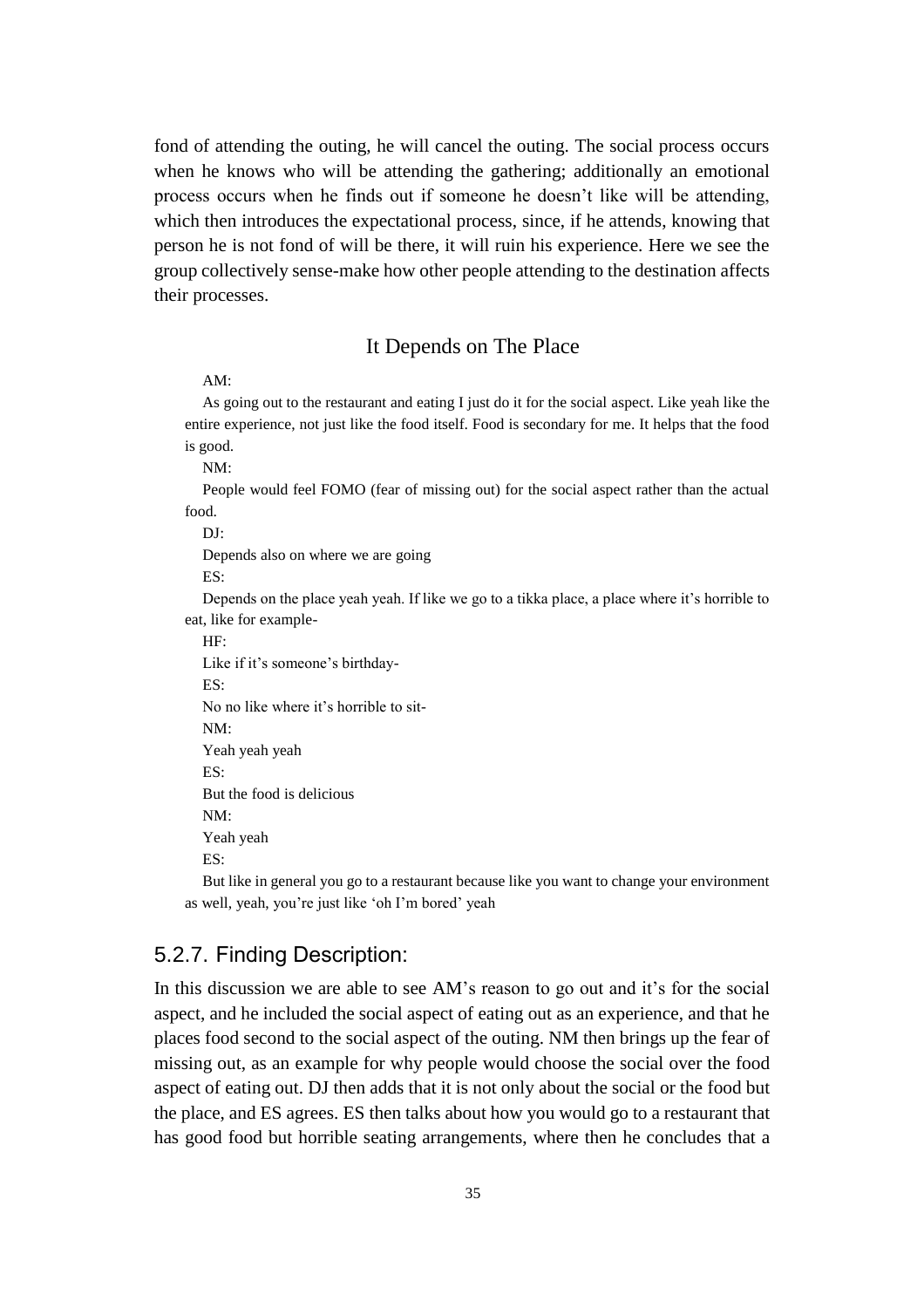fond of attending the outing, he will cancel the outing. The social process occurs when he knows who will be attending the gathering; additionally an emotional process occurs when he finds out if someone he doesn't like will be attending, which then introduces the expectational process, since, if he attends, knowing that person he is not fond of will be there, it will ruin his experience. Here we see the group collectively sense-make how other people attending to the destination affects their processes.

### It Depends on The Place

AM:

As going out to the restaurant and eating I just do it for the social aspect. Like yeah like the entire experience, not just like the food itself. Food is secondary for me. It helps that the food is good.

NM:

People would feel FOMO (fear of missing out) for the social aspect rather than the actual food.

DJ:

Depends also on where we are going

ES:

Depends on the place yeah yeah. If like we go to a tikka place, a place where it's horrible to eat, like for example-

HF:

Like if it's someone's birthday-

ES:

No no like where it's horrible to sit-

NM:

Yeah yeah yeah

ES:

But the food is delicious

NM:

Yeah yeah

ES:

But like in general you go to a restaurant because like you want to change your environment as well, yeah, you're just like 'oh I'm bored' yeah

## 5.2.7. Finding Description:

In this discussion we are able to see AM's reason to go out and it's for the social aspect, and he included the social aspect of eating out as an experience, and that he places food second to the social aspect of the outing. NM then brings up the fear of missing out, as an example for why people would choose the social over the food aspect of eating out. DJ then adds that it is not only about the social or the food but the place, and ES agrees. ES then talks about how you would go to a restaurant that has good food but horrible seating arrangements, where then he concludes that a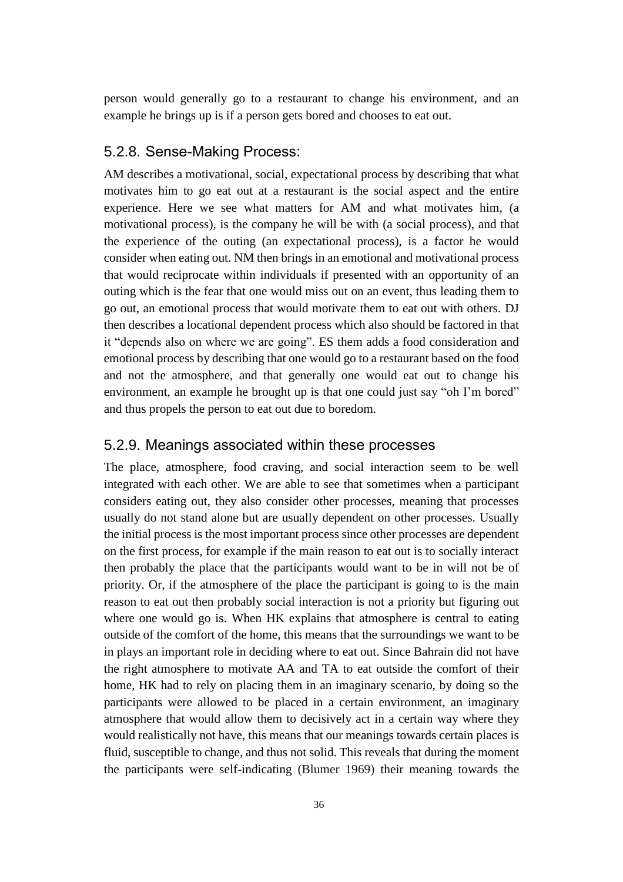person would generally go to a restaurant to change his environment, and an example he brings up is if a person gets bored and chooses to eat out.

### 5.2.8. Sense-Making Process:

AM describes a motivational, social, expectational process by describing that what motivates him to go eat out at a restaurant is the social aspect and the entire experience. Here we see what matters for AM and what motivates him, (a motivational process), is the company he will be with (a social process), and that the experience of the outing (an expectational process), is a factor he would consider when eating out. NM then brings in an emotional and motivational process that would reciprocate within individuals if presented with an opportunity of an outing which is the fear that one would miss out on an event, thus leading them to go out, an emotional process that would motivate them to eat out with others. DJ then describes a locational dependent process which also should be factored in that it "depends also on where we are going". ES them adds a food consideration and emotional process by describing that one would go to a restaurant based on the food and not the atmosphere, and that generally one would eat out to change his environment, an example he brought up is that one could just say "oh I'm bored" and thus propels the person to eat out due to boredom.

### 5.2.9. Meanings associated within these processes

The place, atmosphere, food craving, and social interaction seem to be well integrated with each other. We are able to see that sometimes when a participant considers eating out, they also consider other processes, meaning that processes usually do not stand alone but are usually dependent on other processes. Usually the initial process is the most important process since other processes are dependent on the first process, for example if the main reason to eat out is to socially interact then probably the place that the participants would want to be in will not be of priority. Or, if the atmosphere of the place the participant is going to is the main reason to eat out then probably social interaction is not a priority but figuring out where one would go is. When HK explains that atmosphere is central to eating outside of the comfort of the home, this means that the surroundings we want to be in plays an important role in deciding where to eat out. Since Bahrain did not have the right atmosphere to motivate AA and TA to eat outside the comfort of their home, HK had to rely on placing them in an imaginary scenario, by doing so the participants were allowed to be placed in a certain environment, an imaginary atmosphere that would allow them to decisively act in a certain way where they would realistically not have, this means that our meanings towards certain places is fluid, susceptible to change, and thus not solid. This reveals that during the moment the participants were self-indicating (Blumer 1969) their meaning towards the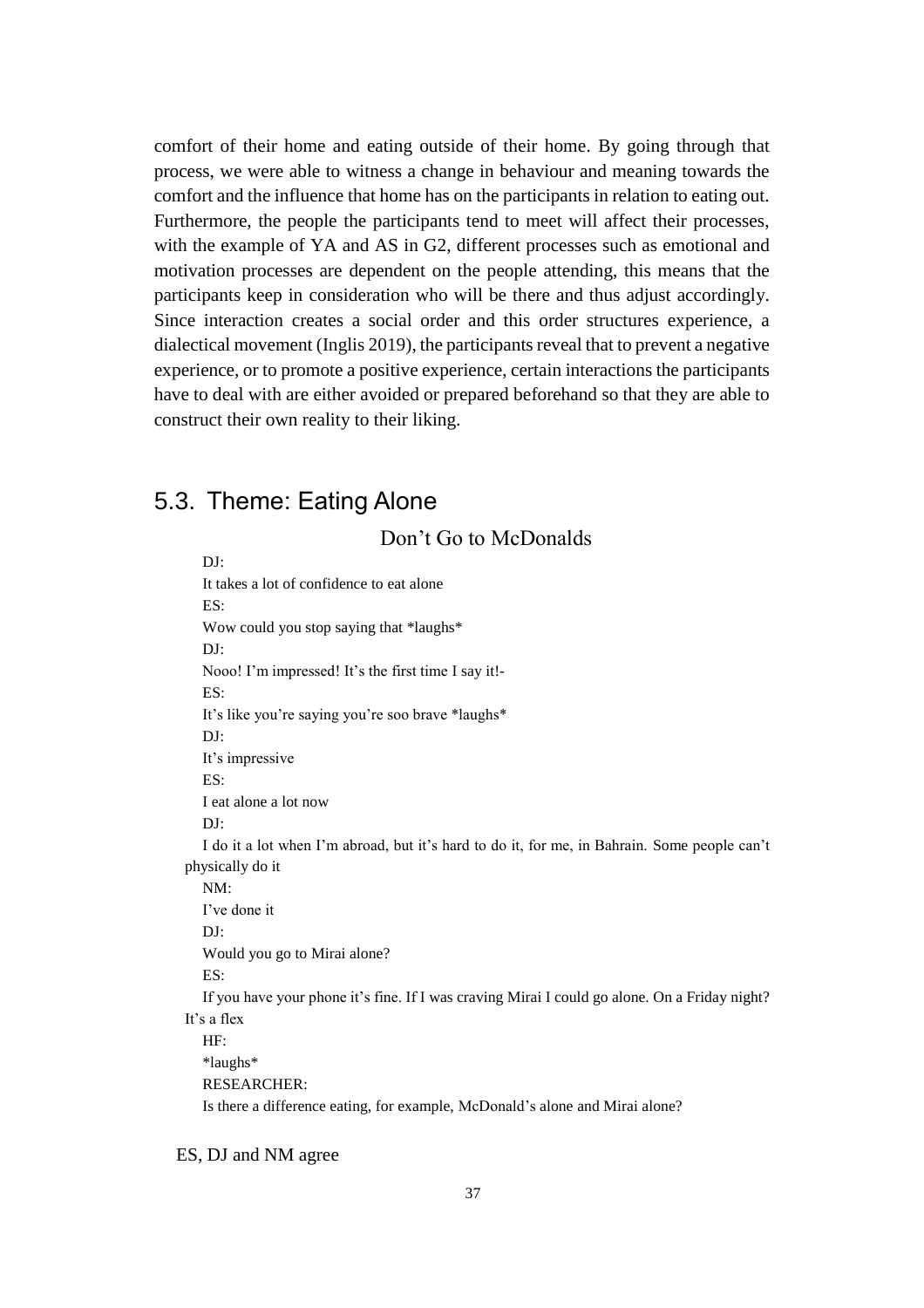comfort of their home and eating outside of their home. By going through that process, we were able to witness a change in behaviour and meaning towards the comfort and the influence that home has on the participants in relation to eating out. Furthermore, the people the participants tend to meet will affect their processes, with the example of YA and AS in G2, different processes such as emotional and motivation processes are dependent on the people attending, this means that the participants keep in consideration who will be there and thus adjust accordingly. Since interaction creates a social order and this order structures experience, a dialectical movement (Inglis 2019), the participants reveal that to prevent a negative experience, or to promote a positive experience, certain interactions the participants have to deal with are either avoided or prepared beforehand so that they are able to construct their own reality to their liking.

## 5.3. Theme: Eating Alone

### Don't Go to McDonalds

DJ:

It takes a lot of confidence to eat alone

ES:

Wow could you stop saying that *laughs*

DJ:

Nooo! I'm impressed! It's the first time I say it!-

ES:

It's like you're saying you're soo brave *laughs*

DJ:

It's impressive

ES:

I eat alone a lot now

DJ:

I do it a lot when I'm abroad, but it's hard to do it, for me, in Bahrain. Some people can't physically do it

NM:

I've done it

DJ:

Would you go to Mirai alone?

ES:

If you have your phone it's fine. If I was craving Mirai I could go alone. On a Friday night? It's a flex

HF:

*laughs*

RESEARCHER:

Is there a difference eating, for example, McDonald's alone and Mirai alone?

ES, DJ and NM agree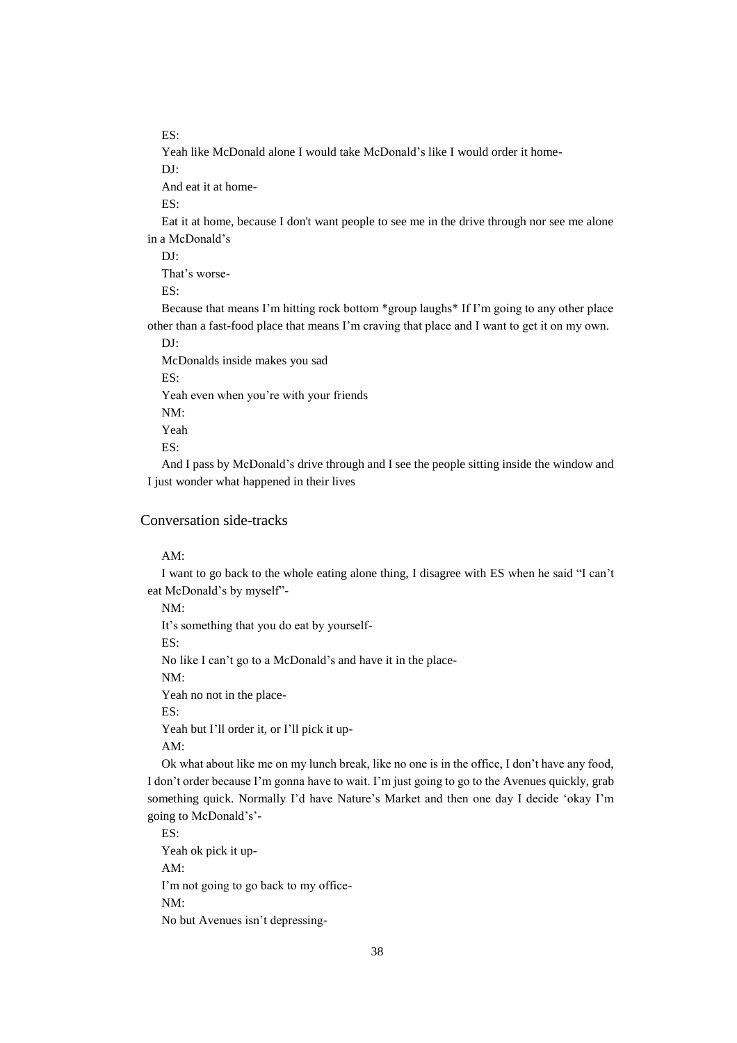ES:

Yeah like McDonald alone I would take McDonald's like I would order it home-

DJ:

And eat it at home-

ES:

Eat it at home, because I don't want people to see me in the drive through nor see me alone in a McDonald's

DJ:

That's worse-

ES:

Because that means I'm hitting rock bottom *group laughs* If I'm going to any other place other than a fast-food place that means I'm craving that place and I want to get it on my own.

DJ:

McDonalds inside makes you sad

ES:

Yeah even when you're with your friends

NM:

Yeah

ES:

And I pass by McDonald's drive through and I see the people sitting inside the window and I just wonder what happened in their lives

## Conversation side-tracks

AM:

I want to go back to the whole eating alone thing, I disagree with ES when he said "I can't eat McDonald's by myself"-

NM:

It's something that you do eat by yourself-

ES:

No like I can't go to a McDonald's and have it in the place-

NM:

Yeah no not in the place-

ES:

Yeah but I'll order it, or I'll pick it up-

AM:

Ok what about like me on my lunch break, like no one is in the office, I don't have any food, I don't order because I'm gonna have to wait. I'm just going to go to the Avenues quickly, grab something quick. Normally I'd have Nature's Market and then one day I decide 'okay I'm going to McDonald's'-

ES:

Yeah ok pick it up-

AM:

I'm not going to go back to my office-

NM:

No but Avenues isn't depressing-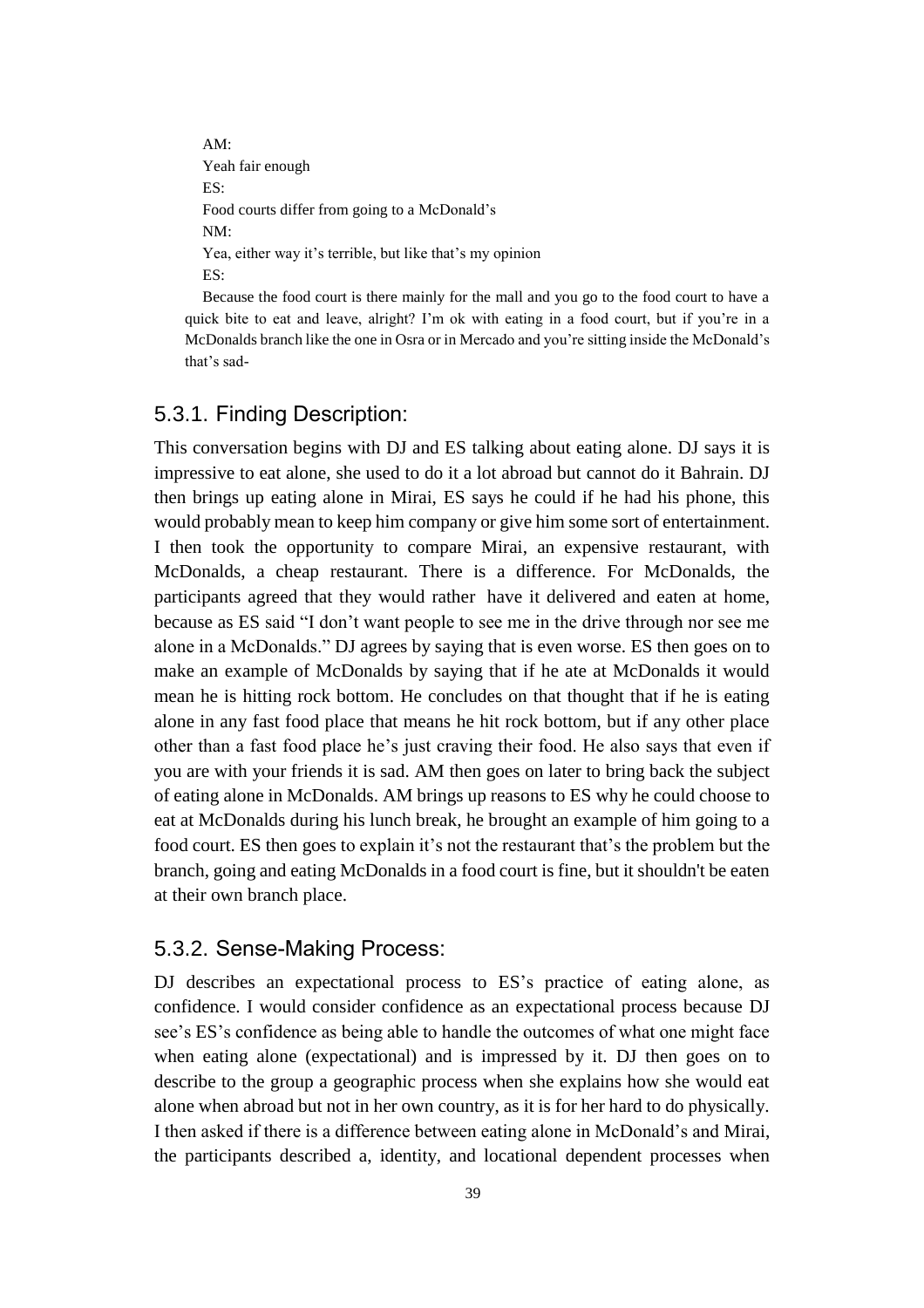AM:

Yeah fair enough

ES:

Food courts differ from going to a McDonald's

NM:

Yea, either way it's terrible, but like that's my opinion

ES:

Because the food court is there mainly for the mall and you go to the food court to have a quick bite to eat and leave, alright? I'm ok with eating in a food court, but if you're in a McDonalds branch like the one in Osra or in Mercado and you're sitting inside the McDonald's that's sad-

## 5.3.1. Finding Description:

This conversation begins with DJ and ES talking about eating alone. DJ says it is impressive to eat alone, she used to do it a lot abroad but cannot do it Bahrain. DJ then brings up eating alone in Mirai, ES says he could if he had his phone, this would probably mean to keep him company or give him some sort of entertainment. I then took the opportunity to compare Mirai, an expensive restaurant, with McDonalds, a cheap restaurant. There is a difference. For McDonalds, the participants agreed that they would rather have it delivered and eaten at home, because as ES said "I don't want people to see me in the drive through nor see me alone in a McDonalds." DJ agrees by saying that is even worse. ES then goes on to make an example of McDonalds by saying that if he ate at McDonalds it would mean he is hitting rock bottom. He concludes on that thought that if he is eating alone in any fast food place that means he hit rock bottom, but if any other place other than a fast food place he's just craving their food. He also says that even if you are with your friends it is sad. AM then goes on later to bring back the subject of eating alone in McDonalds. AM brings up reasons to ES why he could choose to eat at McDonalds during his lunch break, he brought an example of him going to a food court. ES then goes to explain it's not the restaurant that's the problem but the branch, going and eating McDonalds in a food court is fine, but it shouldn't be eaten at their own branch place.

## 5.3.2. Sense-Making Process:

DJ describes an expectational process to ES's practice of eating alone, as confidence. I would consider confidence as an expectational process because DJ see's ES's confidence as being able to handle the outcomes of what one might face when eating alone (expectational) and is impressed by it. DJ then goes on to describe to the group a geographic process when she explains how she would eat alone when abroad but not in her own country, as it is for her hard to do physically. I then asked if there is a difference between eating alone in McDonald's and Mirai, the participants described a, identity, and locational dependent processes when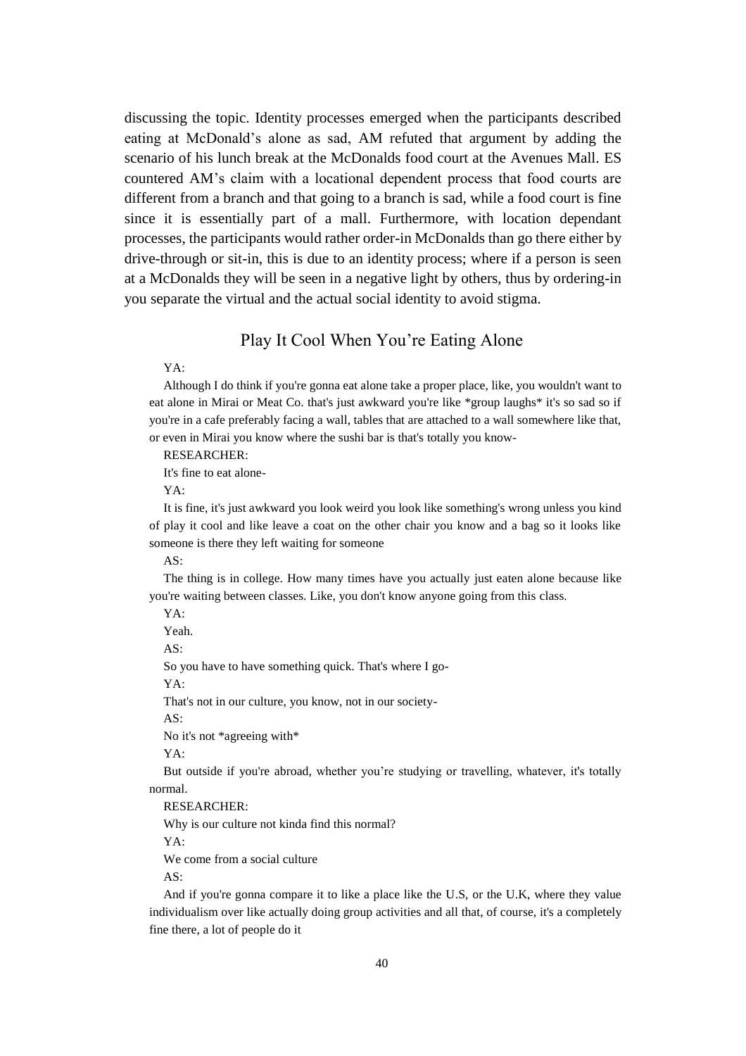discussing the topic. Identity processes emerged when the participants described eating at McDonald's alone as sad, AM refuted that argument by adding the scenario of his lunch break at the McDonalds food court at the Avenues Mall. ES countered AM's claim with a locational dependent process that food courts are different from a branch and that going to a branch is sad, while a food court is fine since it is essentially part of a mall. Furthermore, with location dependant processes, the participants would rather order-in McDonalds than go there either by drive-through or sit-in, this is due to an identity process; where if a person is seen at a McDonalds they will be seen in a negative light by others, thus by ordering-in you separate the virtual and the actual social identity to avoid stigma.

## Play It Cool When You're Eating Alone

YA:

Although I do think if you're gonna eat alone take a proper place, like, you wouldn't want to eat alone in Mirai or Meat Co. that's just awkward you're like *group laughs* it's so sad so if you're in a cafe preferably facing a wall, tables that are attached to a wall somewhere like that, or even in Mirai you know where the sushi bar is that's totally you know-

RESEARCHER:

It's fine to eat alone-

YA:

It is fine, it's just awkward you look weird you look like something's wrong unless you kind of play it cool and like leave a coat on the other chair you know and a bag so it looks like someone is there they left waiting for someone

AS:

The thing is in college. How many times have you actually just eaten alone because like you're waiting between classes. Like, you don't know anyone going from this class.

YA:

Yeah.

AS:

So you have to have something quick. That's where I go-

YA:

That's not in our culture, you know, not in our society-

AS:

No it's not *agreeing with*

YA:

But outside if you're abroad, whether you're studying or travelling, whatever, it's totally normal.

RESEARCHER:

Why is our culture not kinda find this normal?

YA:

We come from a social culture

AS:

And if you're gonna compare it to like a place like the U.S, or the U.K, where they value individualism over like actually doing group activities and all that, of course, it's a completely fine there, a lot of people do it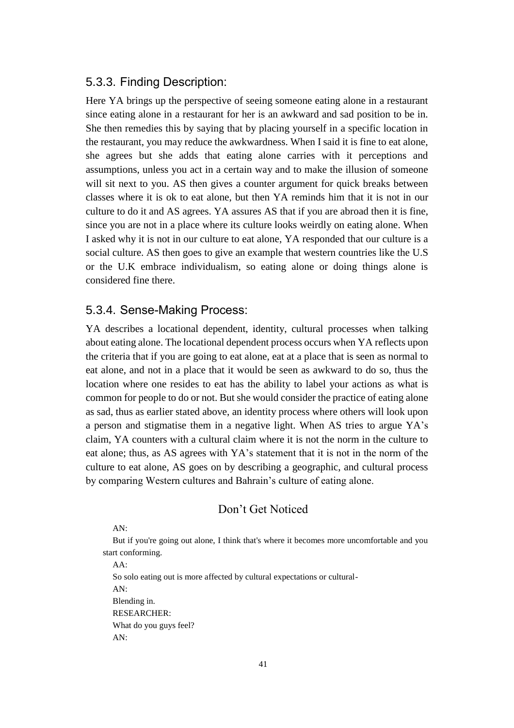### 5.3.3. Finding Description:

Here YA brings up the perspective of seeing someone eating alone in a restaurant since eating alone in a restaurant for her is an awkward and sad position to be in. She then remedies this by saying that by placing yourself in a specific location in the restaurant, you may reduce the awkwardness. When I said it is fine to eat alone, she agrees but she adds that eating alone carries with it perceptions and assumptions, unless you act in a certain way and to make the illusion of someone will sit next to you. AS then gives a counter argument for quick breaks between classes where it is ok to eat alone, but then YA reminds him that it is not in our culture to do it and AS agrees. YA assures AS that if you are abroad then it is fine, since you are not in a place where its culture looks weirdly on eating alone. When I asked why it is not in our culture to eat alone, YA responded that our culture is a social culture. AS then goes to give an example that western countries like the U.S or the U.K embrace individualism, so eating alone or doing things alone is considered fine there.

### 5.3.4. Sense-Making Process:

YA describes a locational dependent, identity, cultural processes when talking about eating alone. The locational dependent process occurs when YA reflects upon the criteria that if you are going to eat alone, eat at a place that is seen as normal to eat alone, and not in a place that it would be seen as awkward to do so, thus the location where one resides to eat has the ability to label your actions as what is common for people to do or not. But she would consider the practice of eating alone as sad, thus as earlier stated above, an identity process where others will look upon a person and stigmatise them in a negative light. When AS tries to argue YA's claim, YA counters with a cultural claim where it is not the norm in the culture to eat alone; thus, as AS agrees with YA's statement that it is not in the norm of the culture to eat alone, AS goes on by describing a geographic, and cultural process by comparing Western cultures and Bahrain's culture of eating alone.

## Don't Get Noticed

AN:

But if you're going out alone, I think that's where it becomes more uncomfortable and you start conforming.

AA:

So solo eating out is more affected by cultural expectations or cultural-

AN:

Blending in.

RESEARCHER:

What do you guys feel?

AN: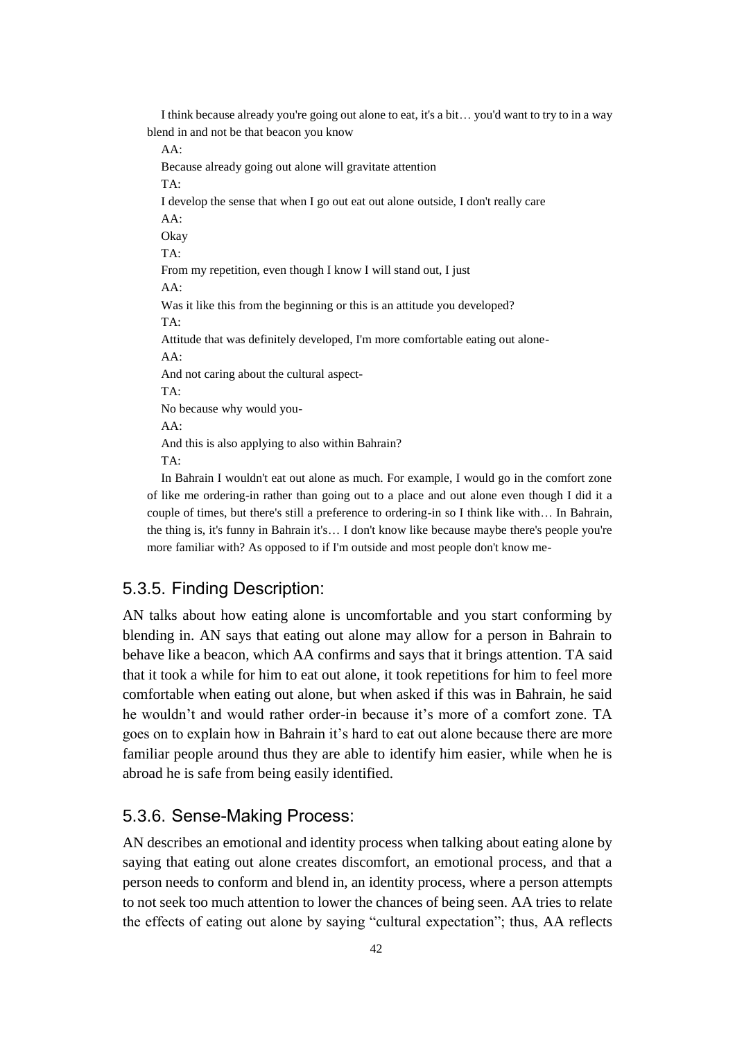I think because already you're going out alone to eat, it's a bit… you'd want to try to in a way blend in and not be that beacon you know

AA:

Because already going out alone will gravitate attention

TA:

I develop the sense that when I go out eat out alone outside, I don't really care

AA:

Okay

TA:

From my repetition, even though I know I will stand out, I just

AA:

Was it like this from the beginning or this is an attitude you developed?

TA:

Attitude that was definitely developed, I'm more comfortable eating out alone-

AA:

And not caring about the cultural aspect-

TA:

No because why would you-

AA:

And this is also applying to also within Bahrain?

TA:

In Bahrain I wouldn't eat out alone as much. For example, I would go in the comfort zone of like me ordering-in rather than going out to a place and out alone even though I did it a couple of times, but there's still a preference to ordering-in so I think like with… In Bahrain, the thing is, it's funny in Bahrain it's… I don't know like because maybe there's people you're more familiar with? As opposed to if I'm outside and most people don't know me-

## 5.3.5. Finding Description:

AN talks about how eating alone is uncomfortable and you start conforming by blending in. AN says that eating out alone may allow for a person in Bahrain to behave like a beacon, which AA confirms and says that it brings attention. TA said that it took a while for him to eat out alone, it took repetitions for him to feel more comfortable when eating out alone, but when asked if this was in Bahrain, he said he wouldn't and would rather order-in because it's more of a comfort zone. TA goes on to explain how in Bahrain it's hard to eat out alone because there are more familiar people around thus they are able to identify him easier, while when he is abroad he is safe from being easily identified.

## 5.3.6. Sense-Making Process:

AN describes an emotional and identity process when talking about eating alone by saying that eating out alone creates discomfort, an emotional process, and that a person needs to conform and blend in, an identity process, where a person attempts to not seek too much attention to lower the chances of being seen. AA tries to relate the effects of eating out alone by saying "cultural expectation"; thus, AA reflects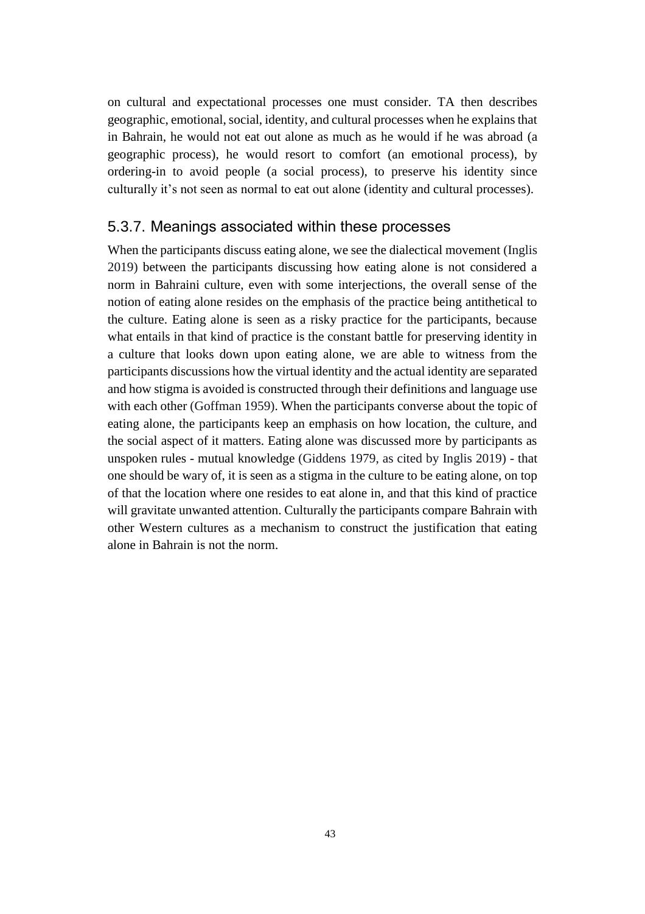on cultural and expectational processes one must consider. TA then describes geographic, emotional, social, identity, and cultural processes when he explains that in Bahrain, he would not eat out alone as much as he would if he was abroad (a geographic process), he would resort to comfort (an emotional process), by ordering-in to avoid people (a social process), to preserve his identity since culturally it's not seen as normal to eat out alone (identity and cultural processes).

### 5.3.7. Meanings associated within these processes

When the participants discuss eating alone, we see the dialectical movement (Inglis 2019) between the participants discussing how eating alone is not considered a norm in Bahraini culture, even with some interjections, the overall sense of the notion of eating alone resides on the emphasis of the practice being antithetical to the culture. Eating alone is seen as a risky practice for the participants, because what entails in that kind of practice is the constant battle for preserving identity in a culture that looks down upon eating alone, we are able to witness from the participants discussions how the virtual identity and the actual identity are separated and how stigma is avoided is constructed through their definitions and language use with each other (Goffman 1959). When the participants converse about the topic of eating alone, the participants keep an emphasis on how location, the culture, and the social aspect of it matters. Eating alone was discussed more by participants as unspoken rules - mutual knowledge (Giddens 1979, as cited by Inglis 2019) - that one should be wary of, it is seen as a stigma in the culture to be eating alone, on top of that the location where one resides to eat alone in, and that this kind of practice will gravitate unwanted attention. Culturally the participants compare Bahrain with other Western cultures as a mechanism to construct the justification that eating alone in Bahrain is not the norm.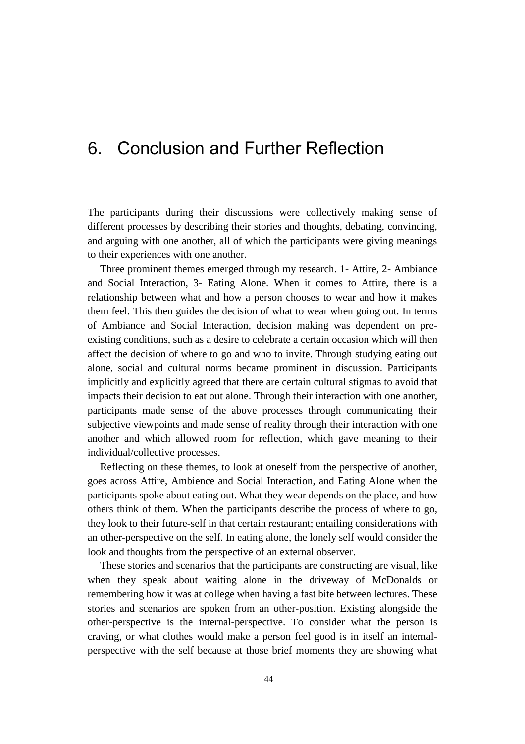# 6. Conclusion and Further Reflection

The participants during their discussions were collectively making sense of different processes by describing their stories and thoughts, debating, convincing, and arguing with one another, all of which the participants were giving meanings to their experiences with one another.

Three prominent themes emerged through my research. 1- Attire, 2- Ambiance and Social Interaction, 3- Eating Alone. When it comes to Attire, there is a relationship between what and how a person chooses to wear and how it makes them feel. This then guides the decision of what to wear when going out. In terms of Ambiance and Social Interaction, decision making was dependent on pre-existing conditions, such as a desire to celebrate a certain occasion which will then affect the decision of where to go and who to invite. Through studying eating out alone, social and cultural norms became prominent in discussion. Participants implicitly and explicitly agreed that there are certain cultural stigmas to avoid that impacts their decision to eat out alone. Through their interaction with one another, participants made sense of the above processes through communicating their subjective viewpoints and made sense of reality through their interaction with one another and which allowed room for reflection, which gave meaning to their individual/collective processes.

Reflecting on these themes, to look at oneself from the perspective of another, goes across Attire, Ambience and Social Interaction, and Eating Alone when the participants spoke about eating out. What they wear depends on the place, and how others think of them. When the participants describe the process of where to go, they look to their future-self in that certain restaurant; entailing considerations with an other-perspective on the self. In eating alone, the lonely self would consider the look and thoughts from the perspective of an external observer.

These stories and scenarios that the participants are constructing are visual, like when they speak about waiting alone in the driveway of McDonalds or remembering how it was at college when having a fast bite between lectures. These stories and scenarios are spoken from an other-position. Existing alongside the other-perspective is the internal-perspective. To consider what the person is craving, or what clothes would make a person feel good is in itself an internal-perspective with the self because at those brief moments they are showing what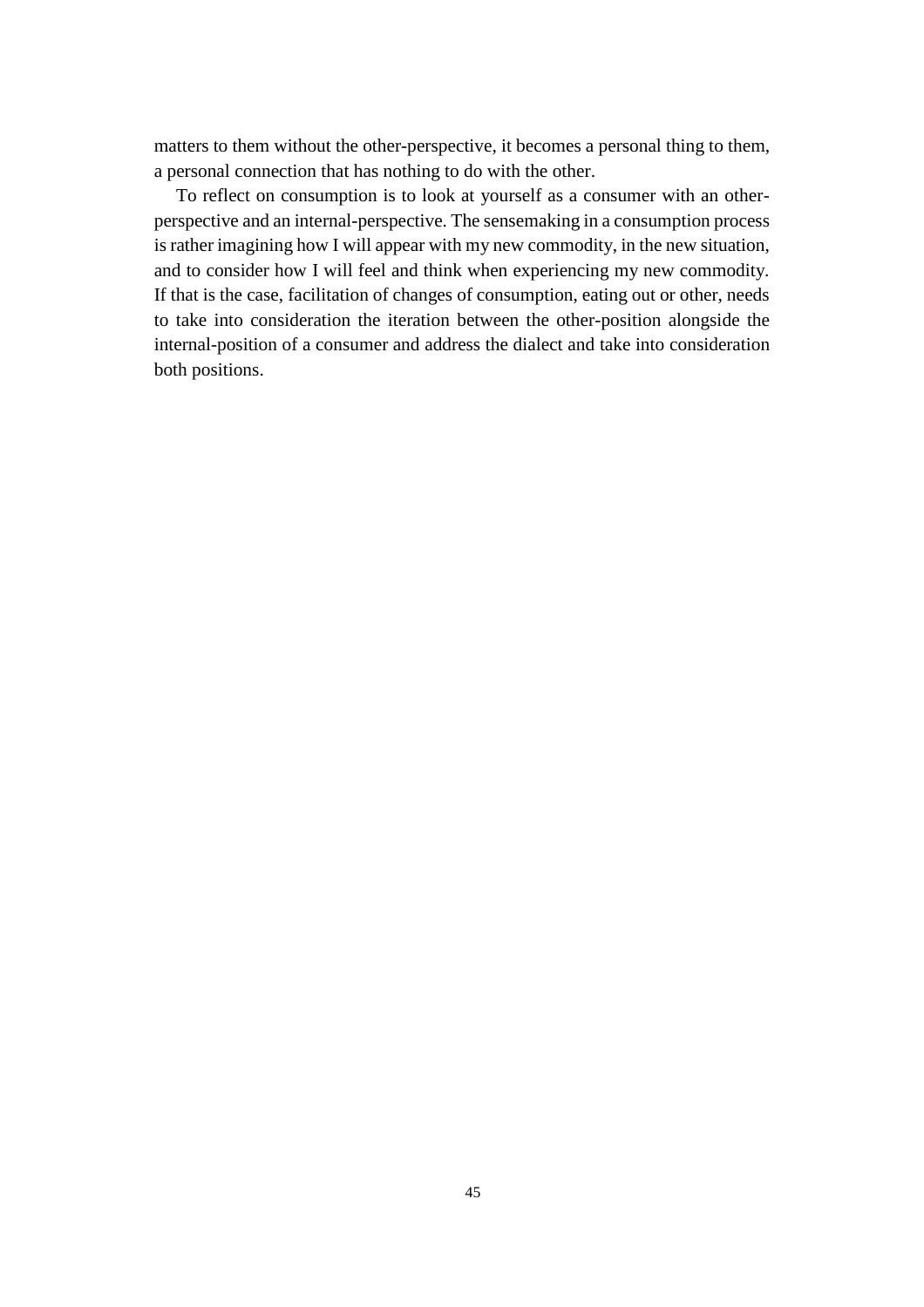matters to them without the other-perspective, it becomes a personal thing to them, a personal connection that has nothing to do with the other.

To reflect on consumption is to look at yourself as a consumer with an other-perspective and an internal-perspective. The sensemaking in a consumption process is rather imagining how I will appear with my new commodity, in the new situation, and to consider how I will feel and think when experiencing my new commodity. If that is the case, facilitation of changes of consumption, eating out or other, needs to take into consideration the iteration between the other-position alongside the internal-position of a consumer and address the dialect and take into consideration both positions.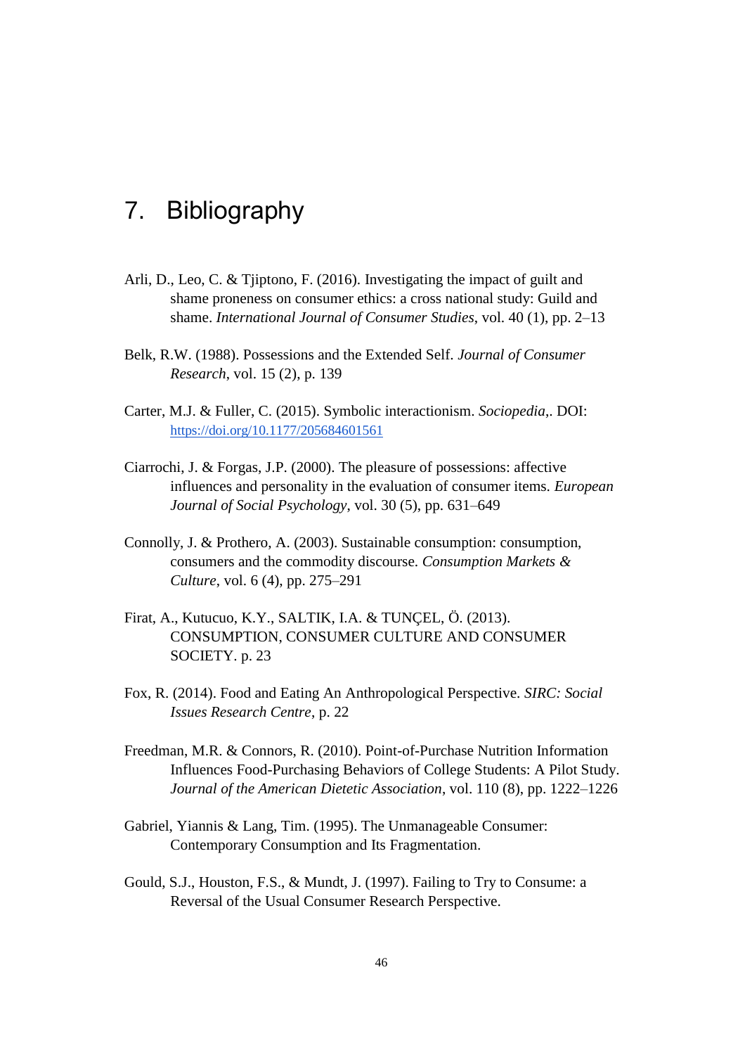# 7. Bibliography

Arli, D., Leo, C. & Tjiptono, F. (2016). Investigating the impact of guilt and shame proneness on consumer ethics: a cross national study: Guild and shame. *International Journal of Consumer Studies*, vol. 40 (1), pp. 2–13

Belk, R.W. (1988). Possessions and the Extended Self. *Journal of Consumer Research*, vol. 15 (2), p. 139

Carter, M.J. & Fuller, C. (2015). Symbolic interactionism. *Sociopedia,*. DOI: https://doi.org/10.1177/205684601561

Ciarrochi, J. & Forgas, J.P. (2000). The pleasure of possessions: affective influences and personality in the evaluation of consumer items. *European Journal of Social Psychology*, vol. 30 (5), pp. 631–649

Connolly, J. & Prothero, A. (2003). Sustainable consumption: consumption, consumers and the commodity discourse. *Consumption Markets & Culture*, vol. 6 (4), pp. 275–291

Firat, A., Kutucuo, K.Y., SALTIK, I.A. & TUNÇEL, Ö. (2013). CONSUMPTION, CONSUMER CULTURE AND CONSUMER SOCIETY. p. 23

Fox, R. (2014). Food and Eating An Anthropological Perspective. *SIRC: Social Issues Research Centre*, p. 22

Freedman, M.R. & Connors, R. (2010). Point-of-Purchase Nutrition Information Influences Food-Purchasing Behaviors of College Students: A Pilot Study. *Journal of the American Dietetic Association*, vol. 110 (8), pp. 1222–1226

Gabriel, Yiannis & Lang, Tim. (1995). The Unmanageable Consumer: Contemporary Consumption and Its Fragmentation.

Gould, S.J., Houston, F.S., & Mundt, J. (1997). Failing to Try to Consume: a Reversal of the Usual Consumer Research Perspective.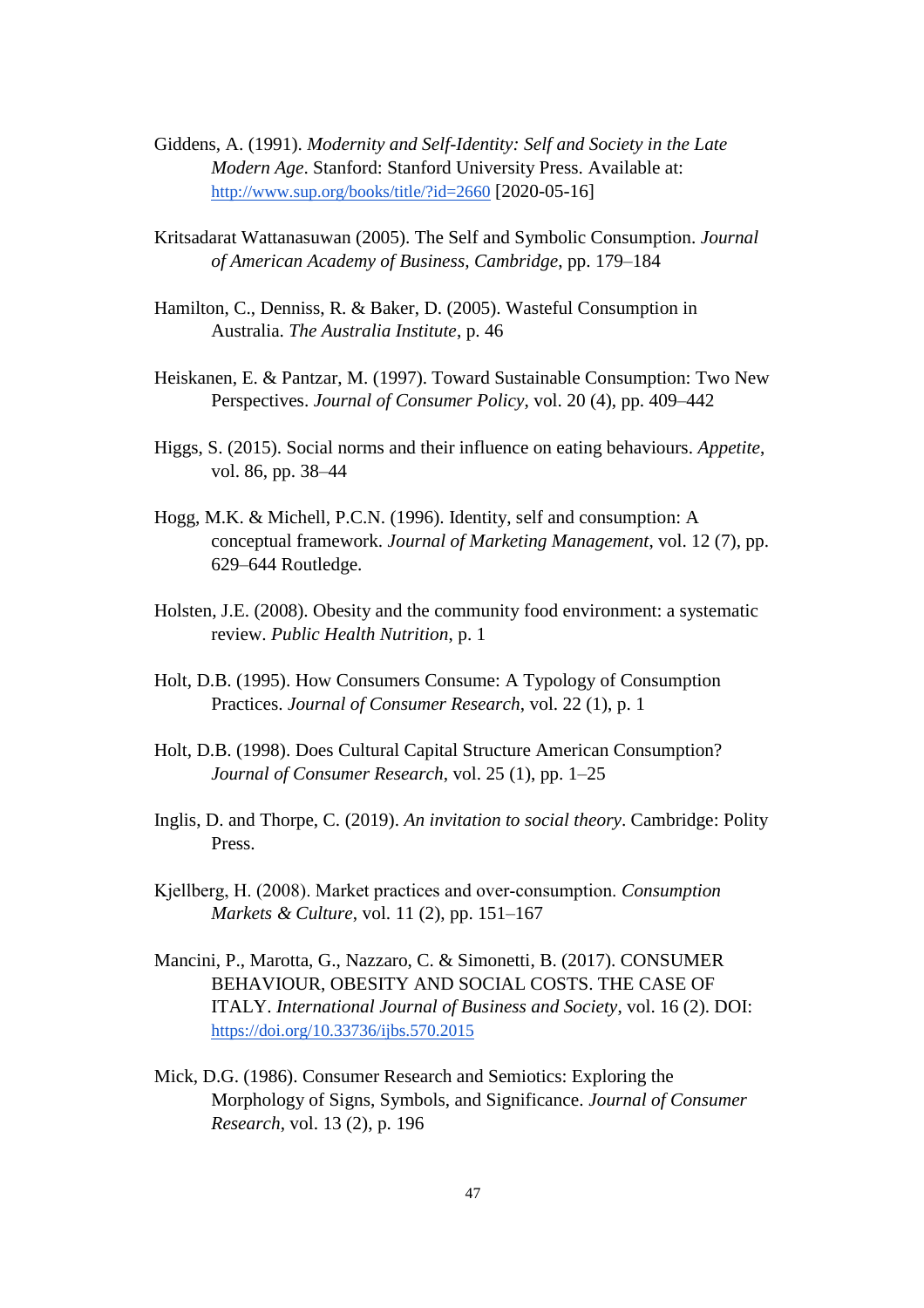Giddens, A. (1991). *Modernity and Self-Identity: Self and Society in the Late Modern Age*. Stanford: Stanford University Press. Available at: http://www.sup.org/books/title/?id=2660 [2020-05-16]

Kritsadarat Wattanasuwan (2005). The Self and Symbolic Consumption. *Journal of American Academy of Business, Cambridge*, pp. 179–184

Hamilton, C., Denniss, R. & Baker, D. (2005). Wasteful Consumption in Australia. *The Australia Institute*, p. 46

Heiskanen, E. & Pantzar, M. (1997). Toward Sustainable Consumption: Two New Perspectives. *Journal of Consumer Policy*, vol. 20 (4), pp. 409–442

Higgs, S. (2015). Social norms and their influence on eating behaviours. *Appetite*, vol. 86, pp. 38–44

Hogg, M.K. & Michell, P.C.N. (1996). Identity, self and consumption: A conceptual framework. *Journal of Marketing Management*, vol. 12 (7), pp. 629–644 Routledge.

Holsten, J.E. (2008). Obesity and the community food environment: a systematic review. *Public Health Nutrition*, p. 1

Holt, D.B. (1995). How Consumers Consume: A Typology of Consumption Practices. *Journal of Consumer Research*, vol. 22 (1), p. 1

Holt, D.B. (1998). Does Cultural Capital Structure American Consumption? *Journal of Consumer Research*, vol. 25 (1), pp. 1–25

Inglis, D. and Thorpe, C. (2019). *An invitation to social theory*. Cambridge: Polity Press.

Kjellberg, H. (2008). Market practices and over-consumption. *Consumption Markets & Culture*, vol. 11 (2), pp. 151–167

Mancini, P., Marotta, G., Nazzaro, C. & Simonetti, B. (2017). CONSUMER BEHAVIOUR, OBESITY AND SOCIAL COSTS. THE CASE OF ITALY. *International Journal of Business and Society*, vol. 16 (2). DOI: https://doi.org/10.33736/ijbs.570.2015

Mick, D.G. (1986). Consumer Research and Semiotics: Exploring the Morphology of Signs, Symbols, and Significance. *Journal of Consumer Research*, vol. 13 (2), p. 196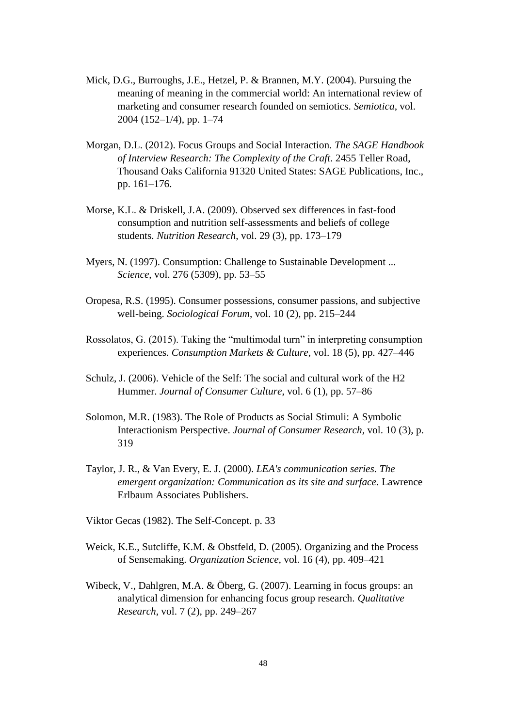Mick, D.G., Burroughs, J.E., Hetzel, P. & Brannen, M.Y. (2004). Pursuing the meaning of meaning in the commercial world: An international review of marketing and consumer research founded on semiotics. *Semiotica*, vol. 2004 (152–1/4), pp. 1–74

Morgan, D.L. (2012). Focus Groups and Social Interaction. *The SAGE Handbook of Interview Research: The Complexity of the Craft*. 2455 Teller Road, Thousand Oaks California 91320 United States: SAGE Publications, Inc., pp. 161–176.

Morse, K.L. & Driskell, J.A. (2009). Observed sex differences in fast-food consumption and nutrition self-assessments and beliefs of college students. *Nutrition Research*, vol. 29 (3), pp. 173–179

Myers, N. (1997). Consumption: Challenge to Sustainable Development ... *Science*, vol. 276 (5309), pp. 53–55

Oropesa, R.S. (1995). Consumer possessions, consumer passions, and subjective well-being. *Sociological Forum*, vol. 10 (2), pp. 215–244

Rossolatos, G. (2015). Taking the "multimodal turn" in interpreting consumption experiences. *Consumption Markets & Culture*, vol. 18 (5), pp. 427–446

Schulz, J. (2006). Vehicle of the Self: The social and cultural work of the H2 Hummer. *Journal of Consumer Culture*, vol. 6 (1), pp. 57–86

Solomon, M.R. (1983). The Role of Products as Social Stimuli: A Symbolic Interactionism Perspective. *Journal of Consumer Research*, vol. 10 (3), p. 319

Taylor, J. R., & Van Every, E. J. (2000). *LEA's communication series. The emergent organization: Communication as its site and surface.* Lawrence Erlbaum Associates Publishers.

Viktor Gecas (1982). The Self-Concept. p. 33

Weick, K.E., Sutcliffe, K.M. & Obstfeld, D. (2005). Organizing and the Process of Sensemaking. *Organization Science*, vol. 16 (4), pp. 409–421

Wibeck, V., Dahlgren, M.A. & Öberg, G. (2007). Learning in focus groups: an analytical dimension for enhancing focus group research. *Qualitative Research*, vol. 7 (2), pp. 249–267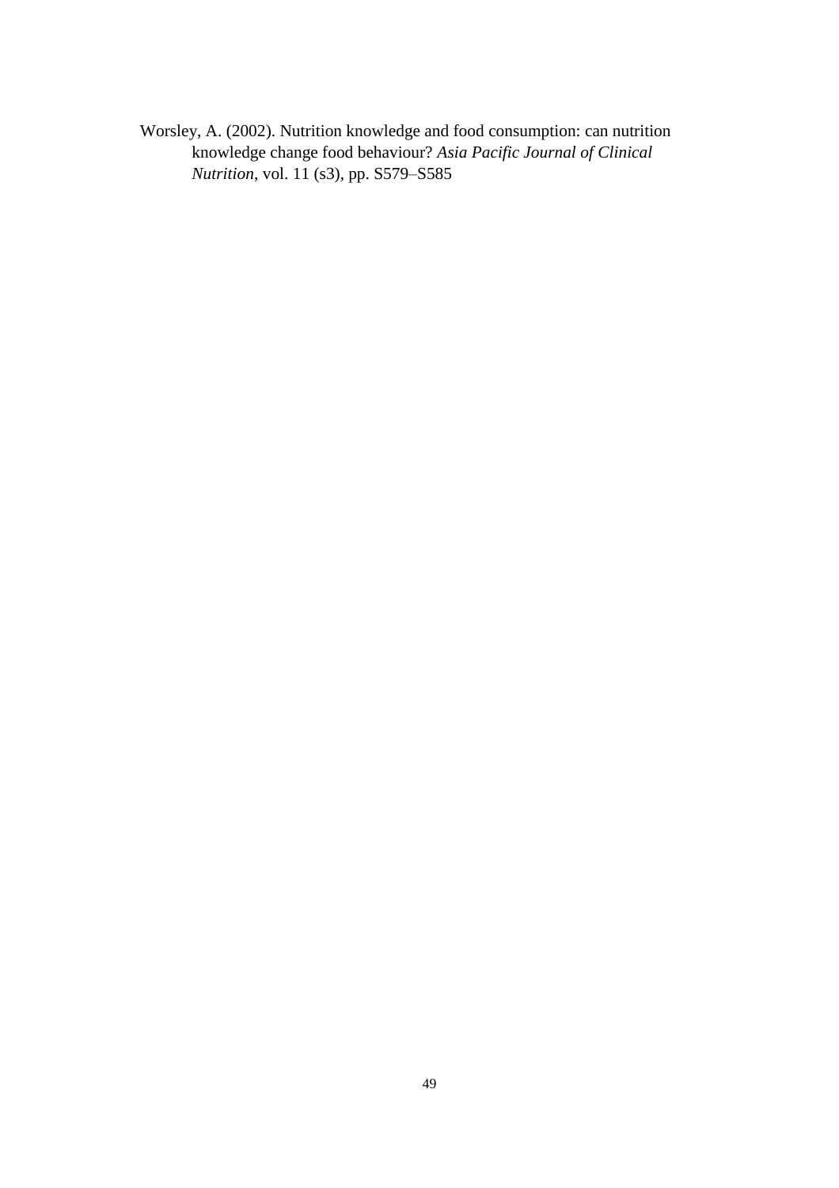Worsley, A. (2002). Nutrition knowledge and food consumption: can nutrition knowledge change food behaviour? *Asia Pacific Journal of Clinical Nutrition*, vol. 11 (s3), pp. S579–S585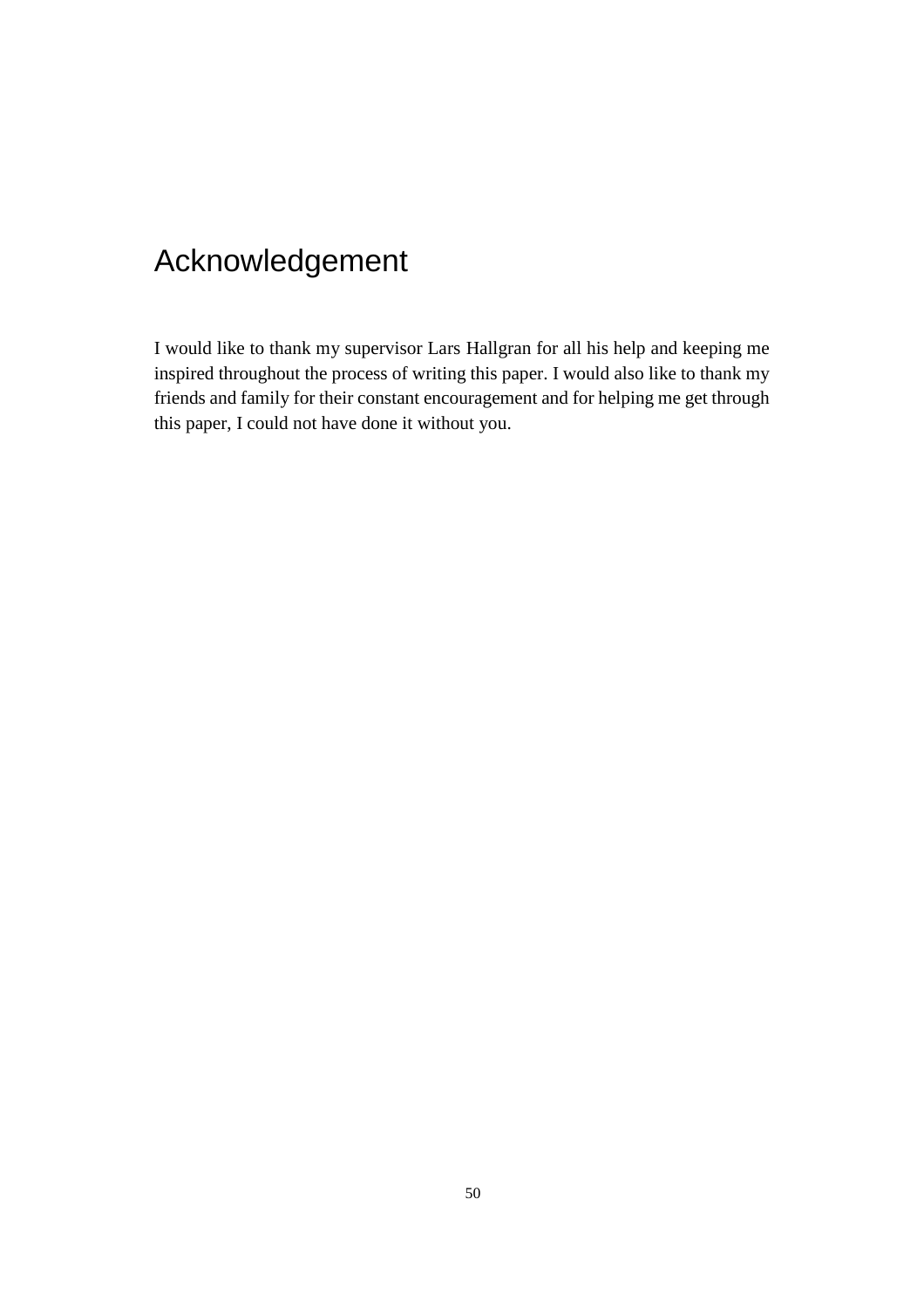# Acknowledgement

I would like to thank my supervisor Lars Hallgran for all his help and keeping me inspired throughout the process of writing this paper. I would also like to thank my friends and family for their constant encouragement and for helping me get through this paper, I could not have done it without you.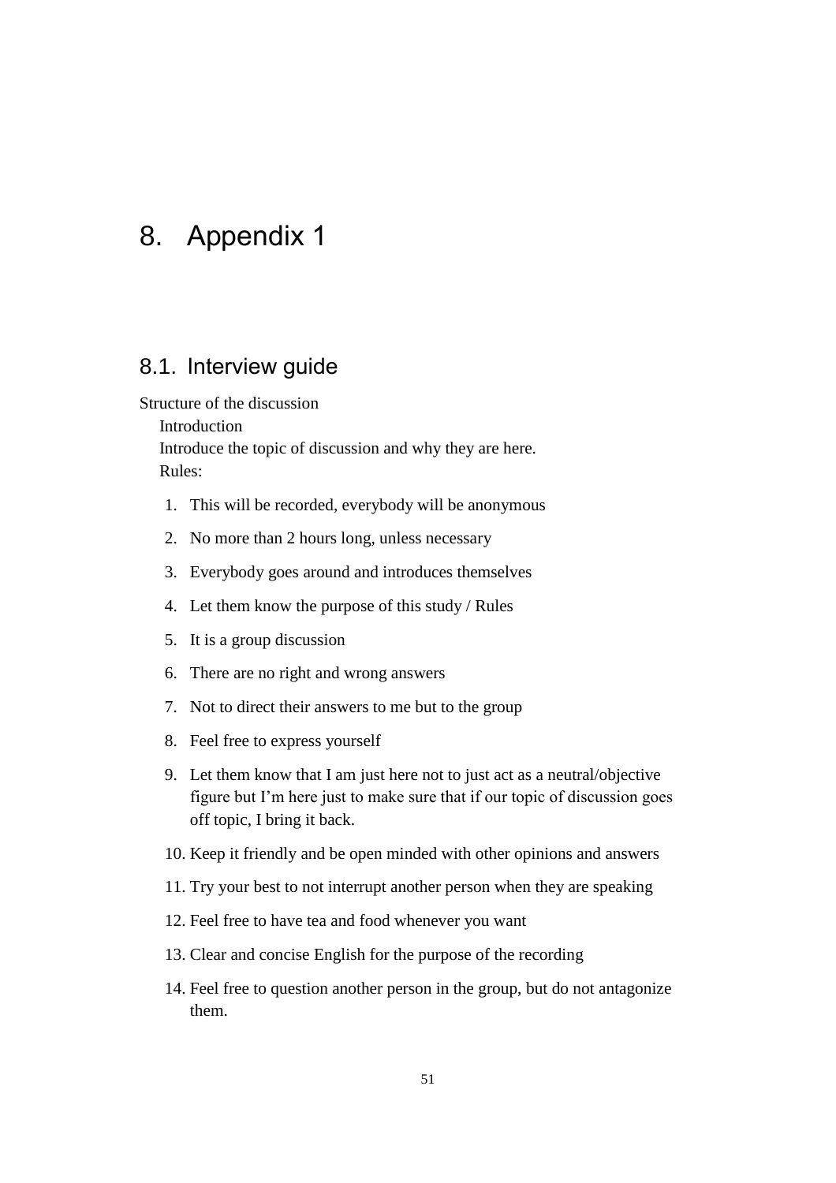# 8. Appendix 1

## 8.1. Interview guide

Structure of the discussion

Introduction

Introduce the topic of discussion and why they are here.

Rules:

1. This will be recorded, everybody will be anonymous
2. No more than 2 hours long, unless necessary
3. Everybody goes around and introduces themselves
4. Let them know the purpose of this study / Rules
5. It is a group discussion
6. There are no right and wrong answers
7. Not to direct their answers to me but to the group
8. Feel free to express yourself
9. Let them know that I am just here not to just act as a neutral/objective figure but I'm here just to make sure that if our topic of discussion goes off topic, I bring it back.
10. Keep it friendly and be open minded with other opinions and answers
11. Try your best to not interrupt another person when they are speaking
12. Feel free to have tea and food whenever you want
13. Clear and concise English for the purpose of the recording
14. Feel free to question another person in the group, but do not antagonize them.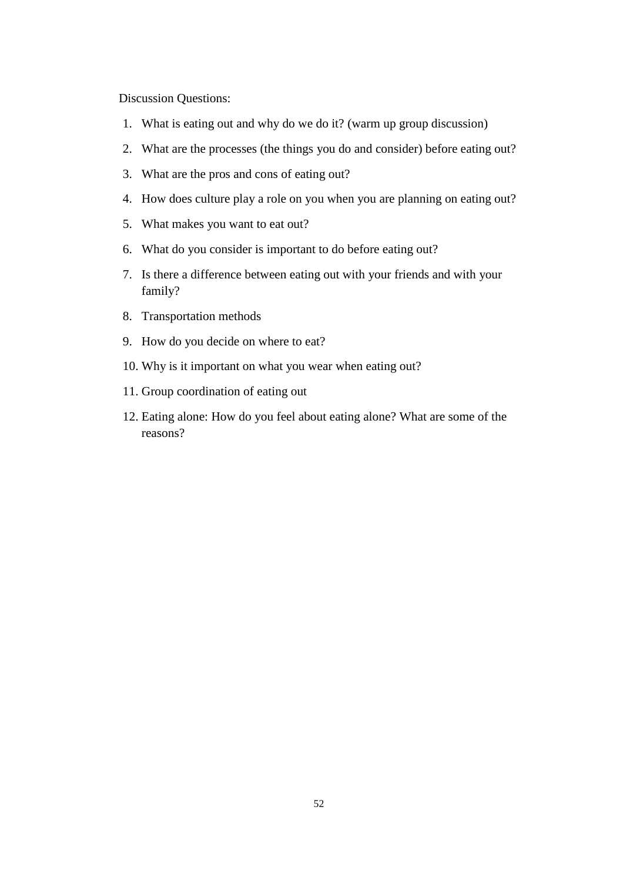Discussion Questions:

1. What is eating out and why do we do it? (warm up group discussion)
2. What are the processes (the things you do and consider) before eating out?
3. What are the pros and cons of eating out?
4. How does culture play a role on you when you are planning on eating out?
5. What makes you want to eat out?
6. What do you consider is important to do before eating out?
7. Is there a difference between eating out with your friends and with your family?
8. Transportation methods
9. How do you decide on where to eat?
10. Why is it important on what you wear when eating out?
11. Group coordination of eating out
12. Eating alone: How do you feel about eating alone? What are some of the reasons?